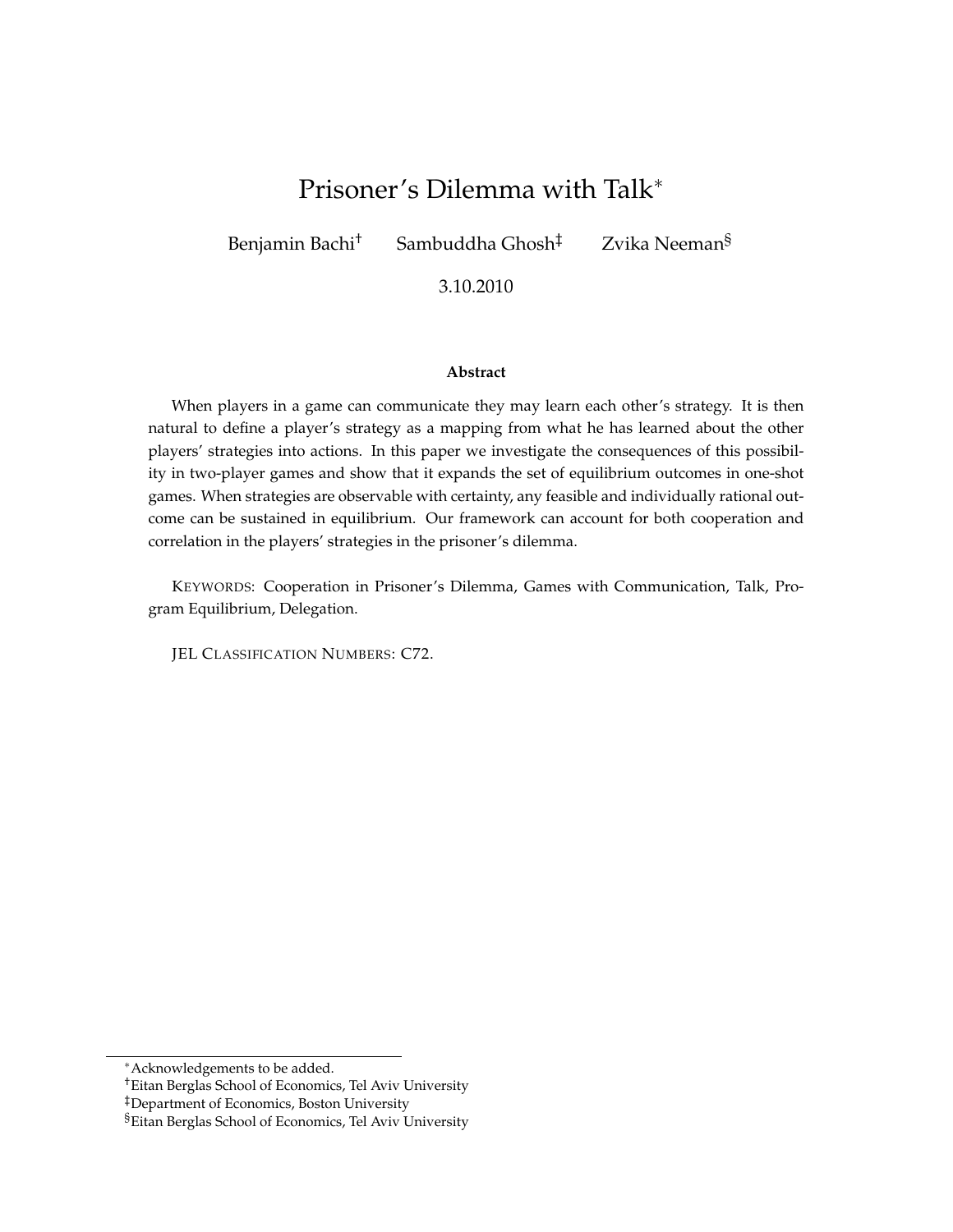# Prisoner's Dilemma with Talk*

Benjamin Bachi[†] Sambuddha Ghosh[‡] Zvika Neeman[§]

3.10.2010

**Abstract**

When players in a game can communicate they may learn each other's strategy. It is then natural to define a player's strategy as a mapping from what he has learned about the other players' strategies into actions. In this paper we investigate the consequences of this possibility in two-player games and show that it expands the set of equilibrium outcomes in one-shot games. When strategies are observable with certainty, any feasible and individually rational outcome can be sustained in equilibrium. Our framework can account for both cooperation and correlation in the players' strategies in the prisoner's dilemma.

KEYWORDS: Cooperation in Prisoner's Dilemma, Games with Communication, Talk, Program Equilibrium, Delegation.

JEL CLASSIFICATION NUMBERS: C72.

---

[*] Acknowledgements to be added.

[†] Eitan Berglas School of Economics, Tel Aviv University

[‡] Department of Economics, Boston University

[§] Eitan Berglas School of Economics, Tel Aviv University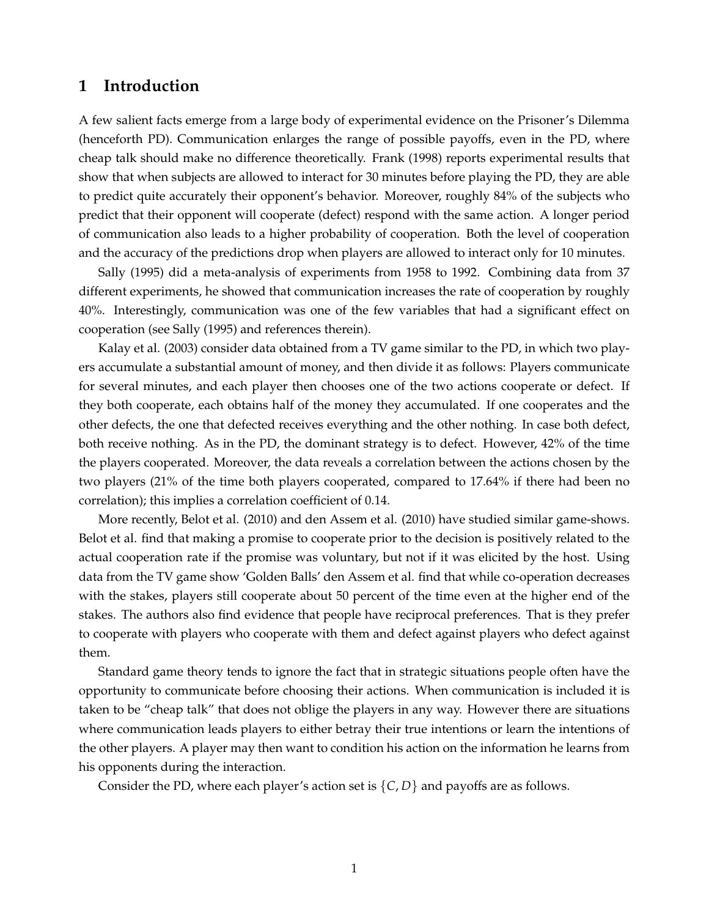# 1 Introduction

A few salient facts emerge from a large body of experimental evidence on the Prisoner's Dilemma (henceforth PD). Communication enlarges the range of possible payoffs, even in the PD, where cheap talk should make no difference theoretically. Frank (1998) reports experimental results that show that when subjects are allowed to interact for 30 minutes before playing the PD, they are able to predict quite accurately their opponent's behavior. Moreover, roughly 84% of the subjects who predict that their opponent will cooperate (defect) respond with the same action. A longer period of communication also leads to a higher probability of cooperation. Both the level of cooperation and the accuracy of the predictions drop when players are allowed to interact only for 10 minutes.

Sally (1995) did a meta-analysis of experiments from 1958 to 1992. Combining data from 37 different experiments, he showed that communication increases the rate of cooperation by roughly 40%. Interestingly, communication was one of the few variables that had a significant effect on cooperation (see Sally (1995) and references therein).

Kalay et al. (2003) consider data obtained from a TV game similar to the PD, in which two players accumulate a substantial amount of money, and then divide it as follows: Players communicate for several minutes, and each player then chooses one of the two actions cooperate or defect. If they both cooperate, each obtains half of the money they accumulated. If one cooperates and the other defects, the one that defected receives everything and the other nothing. In case both defect, both receive nothing. As in the PD, the dominant strategy is to defect. However, 42% of the time the players cooperated. Moreover, the data reveals a correlation between the actions chosen by the two players (21% of the time both players cooperated, compared to 17.64% if there had been no correlation); this implies a correlation coefficient of 0.14.

More recently, Belot et al. (2010) and den Assem et al. (2010) have studied similar game-shows. Belot et al. find that making a promise to cooperate prior to the decision is positively related to the actual cooperation rate if the promise was voluntary, but not if it was elicited by the host. Using data from the TV game show 'Golden Balls' den Assem et al. find that while co-operation decreases with the stakes, players still cooperate about 50 percent of the time even at the higher end of the stakes. The authors also find evidence that people have reciprocal preferences. That is they prefer to cooperate with players who cooperate with them and defect against players who defect against them.

Standard game theory tends to ignore the fact that in strategic situations people often have the opportunity to communicate before choosing their actions. When communication is included it is taken to be "cheap talk" that does not oblige the players in any way. However there are situations where communication leads players to either betray their true intentions or learn the intentions of the other players. A player may then want to condition his action on the information he learns from his opponents during the interaction.

Consider the PD, where each player's action set is $\{C, D\}$ and payoffs are as follows.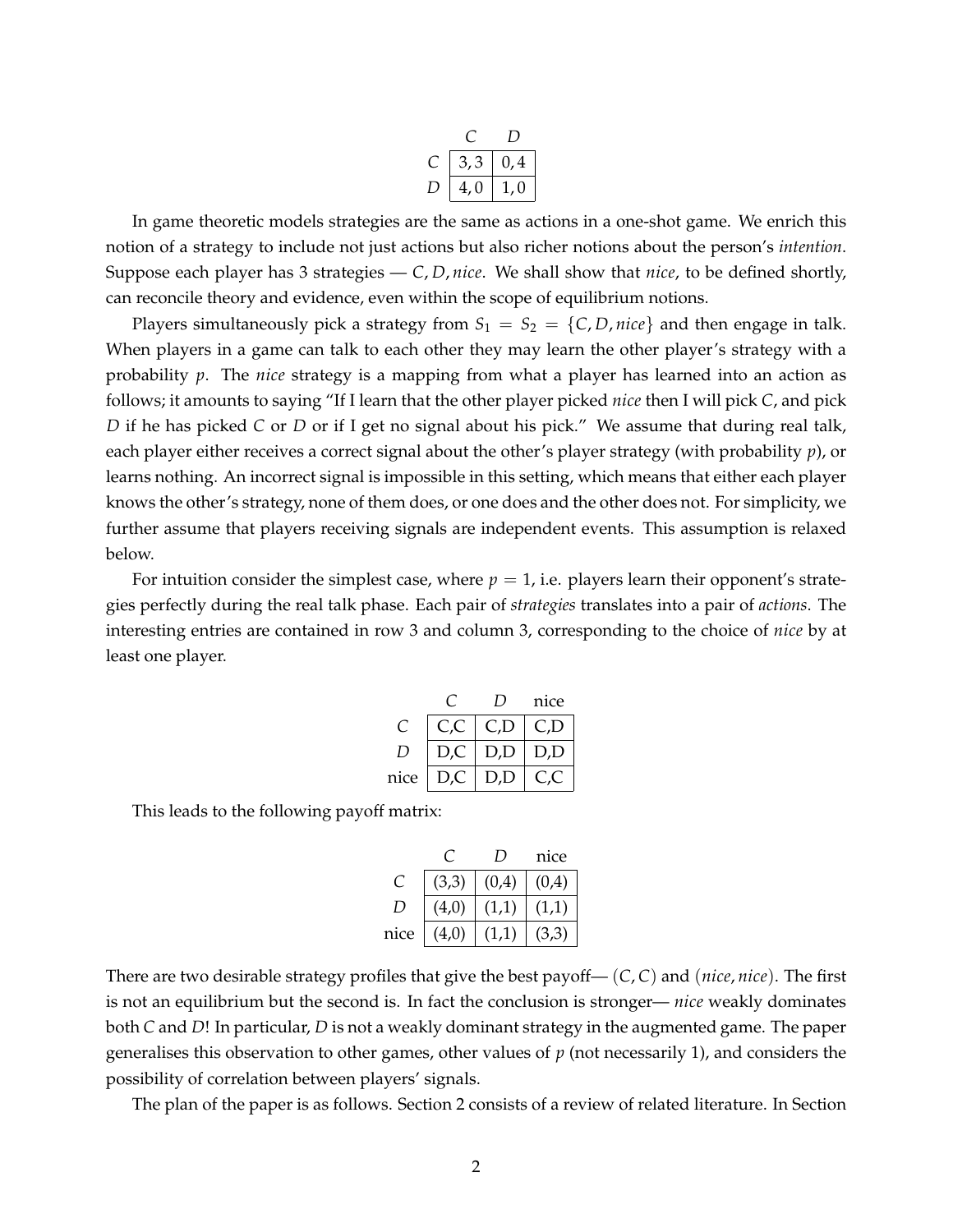| | $C$ | $D$ |
|---|---|---|
| $C$ | 3, 3 | 0, 4 |
| $D$ | 4, 0 | 1, 0 |

In game theoretic models strategies are the same as actions in a one-shot game. We enrich this notion of a strategy to include not just actions but also richer notions about the person's *intention*. Suppose each player has 3 strategies — $C, D, nice$. We shall show that *nice*, to be defined shortly, can reconcile theory and evidence, even within the scope of equilibrium notions.

Players simultaneously pick a strategy from $S_1 = S_2 = \{C, D, nice\}$ and then engage in talk. When players in a game can talk to each other they may learn the other player's strategy with a probability $p$. The *nice* strategy is a mapping from what a player has learned into an action as follows; it amounts to saying "If I learn that the other player picked *nice* then I will pick $C$, and pick $D$ if he has picked $C$ or $D$ or if I get no signal about his pick." We assume that during real talk, each player either receives a correct signal about the other's player strategy (with probability $p$), or learns nothing. An incorrect signal is impossible in this setting, which means that either each player knows the other's strategy, none of them does, or one does and the other does not. For simplicity, we further assume that players receiving signals are independent events. This assumption is relaxed below.

For intuition consider the simplest case, where $p = 1$, i.e. players learn their opponent's strategies perfectly during the real talk phase. Each pair of *strategies* translates into a pair of *actions*. The interesting entries are contained in row 3 and column 3, corresponding to the choice of *nice* by at least one player.

| | $C$ | $D$ | nice |
|---|---|---|---|
| $C$ | C,C | C,D | C,D |
| $D$ | D,C | D,D | D,D |
| nice | D,C | D,D | C,C |

This leads to the following payoff matrix:

| | $C$ | $D$ | nice |
|---|---|---|---|
| $C$ | (3,3) | (0,4) | (0,4) |
| $D$ | (4,0) | (1,1) | (1,1) |
| nice | (4,0) | (1,1) | (3,3) |

There are two desirable strategy profiles that give the best payoff— $(C, C)$ and $(nice, nice)$. The first is not an equilibrium but the second is. In fact the conclusion is stronger— *nice* weakly dominates both $C$ and $D$! In particular, $D$ is not a weakly dominant strategy in the augmented game. The paper generalises this observation to other games, other values of $p$ (not necessarily 1), and considers the possibility of correlation between players' signals.

The plan of the paper is as follows. Section 2 consists of a review of related literature. In Section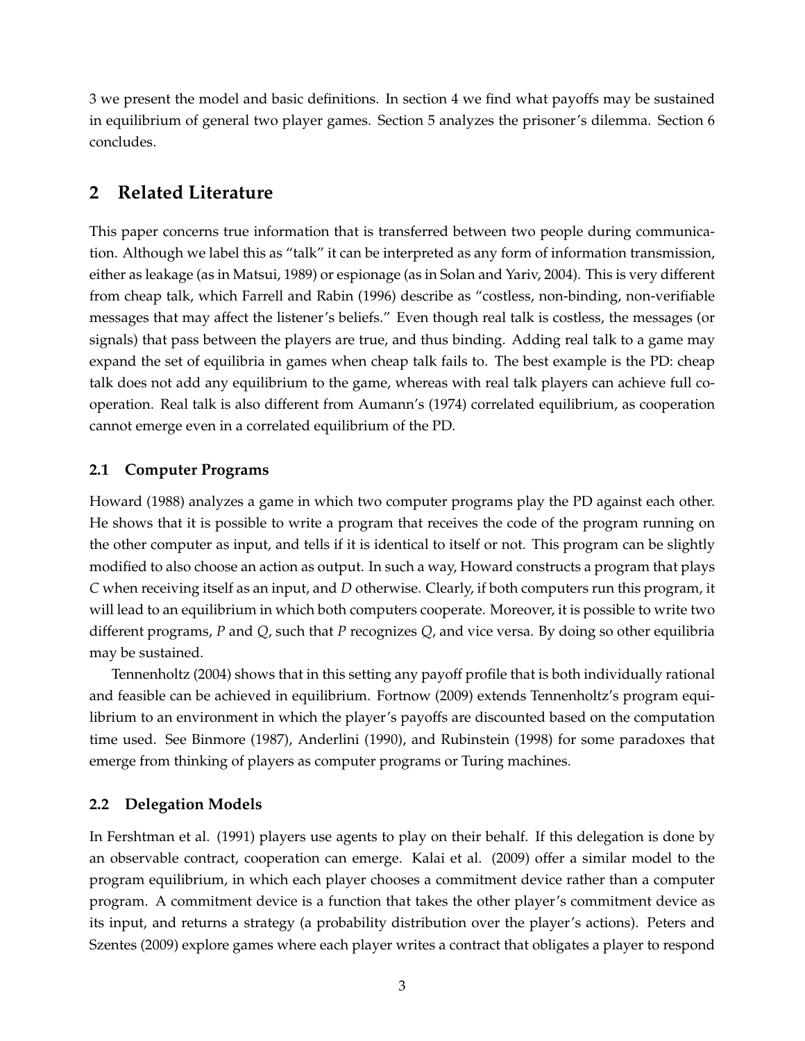3 we present the model and basic definitions. In section 4 we find what payoffs may be sustained in equilibrium of general two player games. Section 5 analyzes the prisoner's dilemma. Section 6 concludes.

## 2 Related Literature

This paper concerns true information that is transferred between two people during communication. Although we label this as "talk" it can be interpreted as any form of information transmission, either as leakage (as in Matsui, 1989) or espionage (as in Solan and Yariv, 2004). This is very different from cheap talk, which Farrell and Rabin (1996) describe as "costless, non-binding, non-verifiable messages that may affect the listener's beliefs." Even though real talk is costless, the messages (or signals) that pass between the players are true, and thus binding. Adding real talk to a game may expand the set of equilibria in games when cheap talk fails to. The best example is the PD: cheap talk does not add any equilibrium to the game, whereas with real talk players can achieve full cooperation. Real talk is also different from Aumann's (1974) correlated equilibrium, as cooperation cannot emerge even in a correlated equilibrium of the PD.

### 2.1 Computer Programs

Howard (1988) analyzes a game in which two computer programs play the PD against each other. He shows that it is possible to write a program that receives the code of the program running on the other computer as input, and tells if it is identical to itself or not. This program can be slightly modified to also choose an action as output. In such a way, Howard constructs a program that plays $C$ when receiving itself as an input, and $D$ otherwise. Clearly, if both computers run this program, it will lead to an equilibrium in which both computers cooperate. Moreover, it is possible to write two different programs, $P$ and $Q$, such that $P$ recognizes $Q$, and vice versa. By doing so other equilibria may be sustained.

Tennenholtz (2004) shows that in this setting any payoff profile that is both individually rational and feasible can be achieved in equilibrium. Fortnow (2009) extends Tennenholtz's program equilibrium to an environment in which the player's payoffs are discounted based on the computation time used. See Binmore (1987), Anderlini (1990), and Rubinstein (1998) for some paradoxes that emerge from thinking of players as computer programs or Turing machines.

### 2.2 Delegation Models

In Fershtman et al. (1991) players use agents to play on their behalf. If this delegation is done by an observable contract, cooperation can emerge. Kalai et al. (2009) offer a similar model to the program equilibrium, in which each player chooses a commitment device rather than a computer program. A commitment device is a function that takes the other player's commitment device as its input, and returns a strategy (a probability distribution over the player's actions). Peters and Szentes (2009) explore games where each player writes a contract that obligates a player to respond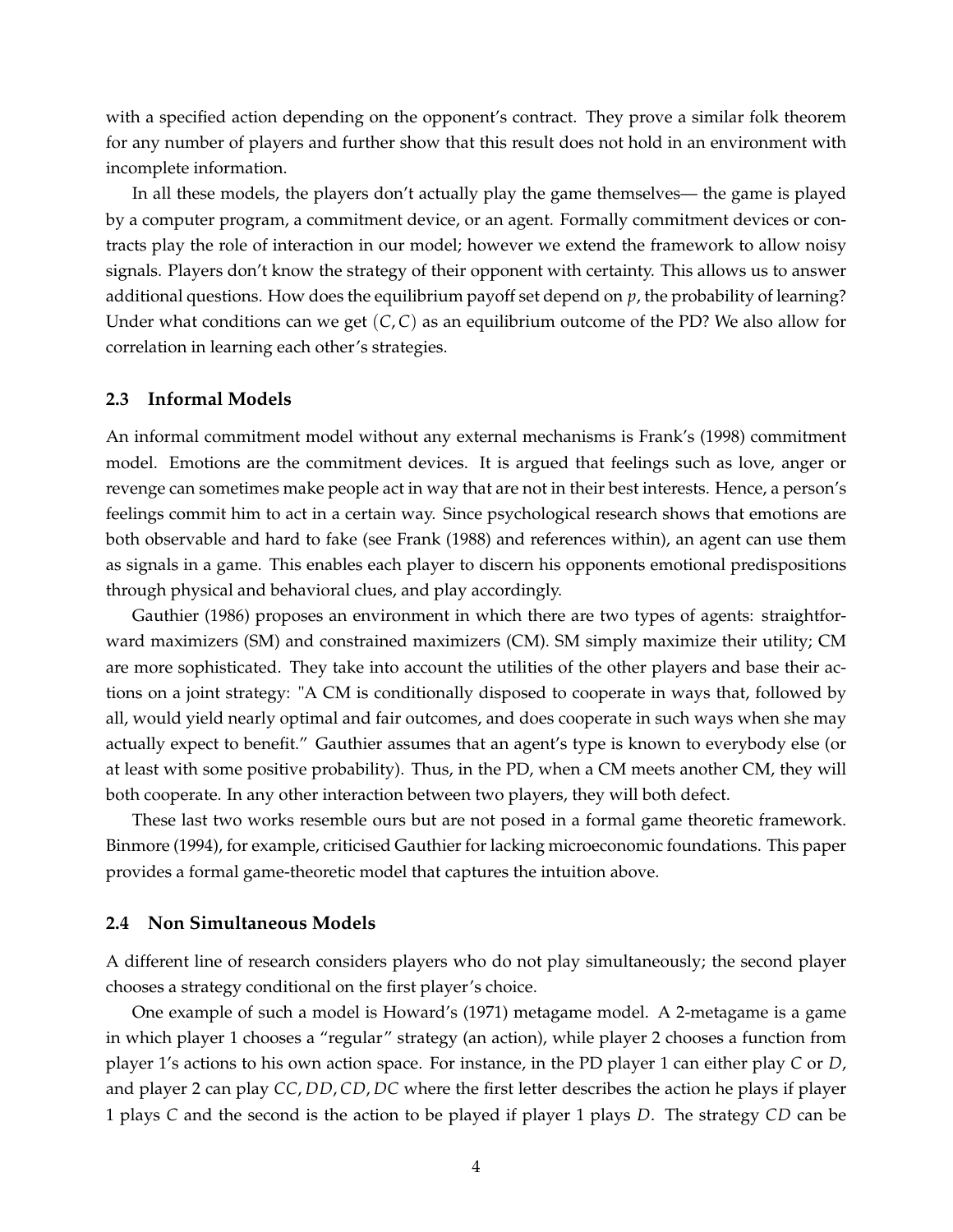with a specified action depending on the opponent's contract. They prove a similar folk theorem for any number of players and further show that this result does not hold in an environment with incomplete information.

In all these models, the players don't actually play the game themselves— the game is played by a computer program, a commitment device, or an agent. Formally commitment devices or contracts play the role of interaction in our model; however we extend the framework to allow noisy signals. Players don't know the strategy of their opponent with certainty. This allows us to answer additional questions. How does the equilibrium payoff set depend on $p$, the probability of learning? Under what conditions can we get $(C, C)$ as an equilibrium outcome of the PD? We also allow for correlation in learning each other's strategies.

### 2.3 Informal Models

An informal commitment model without any external mechanisms is Frank's (1998) commitment model. Emotions are the commitment devices. It is argued that feelings such as love, anger or revenge can sometimes make people act in way that are not in their best interests. Hence, a person's feelings commit him to act in a certain way. Since psychological research shows that emotions are both observable and hard to fake (see Frank (1988) and references within), an agent can use them as signals in a game. This enables each player to discern his opponents emotional predispositions through physical and behavioral clues, and play accordingly.

Gauthier (1986) proposes an environment in which there are two types of agents: straightforward maximizers (SM) and constrained maximizers (CM). SM simply maximize their utility; CM are more sophisticated. They take into account the utilities of the other players and base their actions on a joint strategy: "A CM is conditionally disposed to cooperate in ways that, followed by all, would yield nearly optimal and fair outcomes, and does cooperate in such ways when she may actually expect to benefit." Gauthier assumes that an agent's type is known to everybody else (or at least with some positive probability). Thus, in the PD, when a CM meets another CM, they will both cooperate. In any other interaction between two players, they will both defect.

These last two works resemble ours but are not posed in a formal game theoretic framework. Binmore (1994), for example, criticised Gauthier for lacking microeconomic foundations. This paper provides a formal game-theoretic model that captures the intuition above.

### 2.4 Non Simultaneous Models

A different line of research considers players who do not play simultaneously; the second player chooses a strategy conditional on the first player's choice.

One example of such a model is Howard's (1971) metagame model. A 2-metagame is a game in which player 1 chooses a "regular" strategy (an action), while player 2 chooses a function from player 1's actions to his own action space. For instance, in the PD player 1 can either play $C$ or $D$, and player 2 can play $CC, DD, CD, DC$ where the first letter describes the action he plays if player 1 plays $C$ and the second is the action to be played if player 1 plays $D$. The strategy $CD$ can be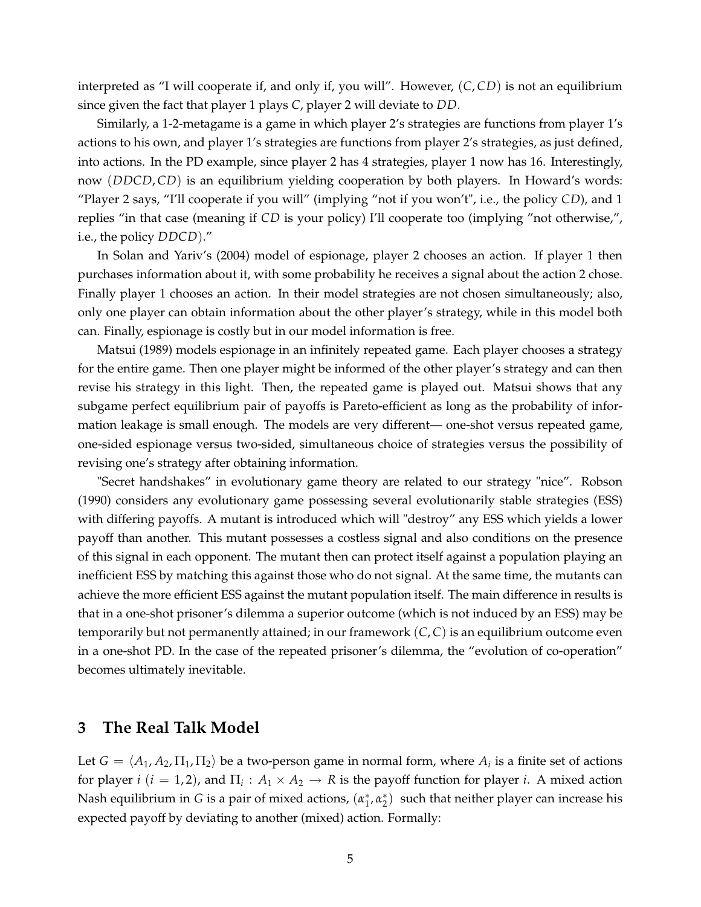interpreted as "I will cooperate if, and only if, you will". However, $(C, CD)$ is not an equilibrium since given the fact that player 1 plays $C$, player 2 will deviate to $DD$.

Similarly, a 1-2-metagame is a game in which player 2's strategies are functions from player 1's actions to his own, and player 1's strategies are functions from player 2's strategies, as just defined, into actions. In the PD example, since player 2 has 4 strategies, player 1 now has 16. Interestingly, now $(DDCD, CD)$ is an equilibrium yielding cooperation by both players. In Howard's words: "Player 2 says, "I'll cooperate if you will" (implying "not if you won't", i.e., the policy $CD$), and 1 replies "in that case (meaning if $CD$ is your policy) I'll cooperate too (implying "not otherwise,", i.e., the policy $DDCD$)."

In Solan and Yariv's (2004) model of espionage, player 2 chooses an action. If player 1 then purchases information about it, with some probability he receives a signal about the action 2 chose. Finally player 1 chooses an action. In their model strategies are not chosen simultaneously; also, only one player can obtain information about the other player's strategy, while in this model both can. Finally, espionage is costly but in our model information is free.

Matsui (1989) models espionage in an infinitely repeated game. Each player chooses a strategy for the entire game. Then one player might be informed of the other player's strategy and can then revise his strategy in this light. Then, the repeated game is played out. Matsui shows that any subgame perfect equilibrium pair of payoffs is Pareto-efficient as long as the probability of information leakage is small enough. The models are very different— one-shot versus repeated game, one-sided espionage versus two-sided, simultaneous choice of strategies versus the possibility of revising one's strategy after obtaining information.

"Secret handshakes" in evolutionary game theory are related to our strategy "nice". Robson (1990) considers any evolutionary game possessing several evolutionarily stable strategies (ESS) with differing payoffs. A mutant is introduced which will "destroy" any ESS which yields a lower payoff than another. This mutant possesses a costless signal and also conditions on the presence of this signal in each opponent. The mutant then can protect itself against a population playing an inefficient ESS by matching this against those who do not signal. At the same time, the mutants can achieve the more efficient ESS against the mutant population itself. The main difference in results is that in a one-shot prisoner's dilemma a superior outcome (which is not induced by an ESS) may be temporarily but not permanently attained; in our framework $(C, C)$ is an equilibrium outcome even in a one-shot PD. In the case of the repeated prisoner's dilemma, the "evolution of co-operation" becomes ultimately inevitable.

# 3 The Real Talk Model

Let $G = \langle A_1, A_2, \Pi_1, \Pi_2 \rangle$ be a two-person game in normal form, where $A_i$ is a finite set of actions for player $i$ ($i = 1, 2$), and $\Pi_i : A_1 \times A_2 \rightarrow R$ is the payoff function for player $i$. A mixed action Nash equilibrium in $G$ is a pair of mixed actions, $(\alpha_1^*, \alpha_2^*)$ such that neither player can increase his expected payoff by deviating to another (mixed) action. Formally: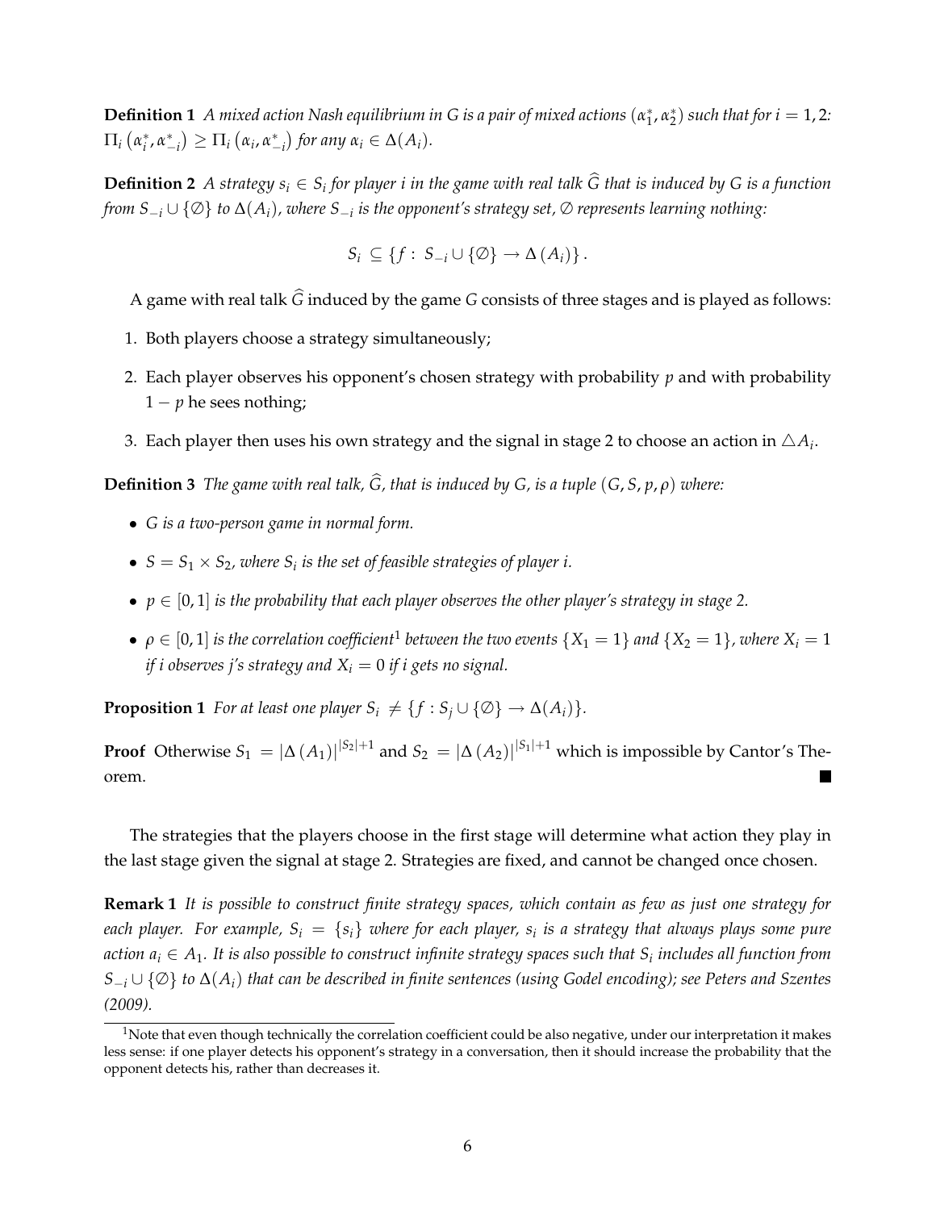**Definition 1** *A mixed action Nash equilibrium in G is a pair of mixed actions $(\alpha_1^*, \alpha_2^*)$ such that for $i = 1, 2$: $\Pi_i\left(\alpha_i^*, \alpha_{-i}^*\right) \geq \Pi_i\left(\alpha_i, \alpha_{-i}^*\right)$ for any $\alpha_i \in \Delta(A_i)$.*

**Definition 2** *A strategy $s_i \in S_i$ for player i in the game with real talk $\widehat{G}$ that is induced by G is a function from $S_{-i} \cup \{\varnothing\}$ to $\Delta(A_i)$, where $S_{-i}$ is the opponent's strategy set, $\varnothing$ represents learning nothing:*

$$S_i \subseteq \{f : S_{-i} \cup \{\varnothing\} \to \Delta(A_i)\}.$$

A game with real talk $\widehat{G}$ induced by the game $G$ consists of three stages and is played as follows:

1. Both players choose a strategy simultaneously;
2. Each player observes his opponent's chosen strategy with probability $p$ and with probability $1 - p$ he sees nothing;
3. Each player then uses his own strategy and the signal in stage 2 to choose an action in $\triangle A_i$.

**Definition 3** *The game with real talk, $\widehat{G}$, that is induced by G, is a tuple $(G, S, p, \rho)$ where:*

- *G is a two-person game in normal form.*
- *$S = S_1 \times S_2$, where $S_i$ is the set of feasible strategies of player i.*
- *$p \in [0, 1]$ is the probability that each player observes the other player's strategy in stage 2.*
- *$\rho \in [0, 1]$ is the correlation coefficient[1] between the two events $\{X_1 = 1\}$ and $\{X_2 = 1\}$, where $X_i = 1$ if i observes j's strategy and $X_i = 0$ if i gets no signal.*

**Proposition 1** *For at least one player $S_i \neq \{f : S_j \cup \{\varnothing\} \to \Delta(A_i)\}$.*

**Proof** Otherwise $S_1 = |\Delta(A_1)|^{|S_2|+1}$ and $S_2 = |\Delta(A_2)|^{|S_1|+1}$ which is impossible by Cantor's Theorem. ■

The strategies that the players choose in the first stage will determine what action they play in the last stage given the signal at stage 2. Strategies are fixed, and cannot be changed once chosen.

**Remark 1** *It is possible to construct finite strategy spaces, which contain as few as just one strategy for each player. For example, $S_i = \{s_i\}$ where for each player, $s_i$ is a strategy that always plays some pure action $a_i \in A_1$. It is also possible to construct infinite strategy spaces such that $S_i$ includes all function from $S_{-i} \cup \{\varnothing\}$ to $\Delta(A_i)$ that can be described in finite sentences (using Godel encoding); see Peters and Szentes (2009).*

[1] Note that even though technically the correlation coefficient could be also negative, under our interpretation it makes less sense: if one player detects his opponent's strategy in a conversation, then it should increase the probability that the opponent detects his, rather than decreases it.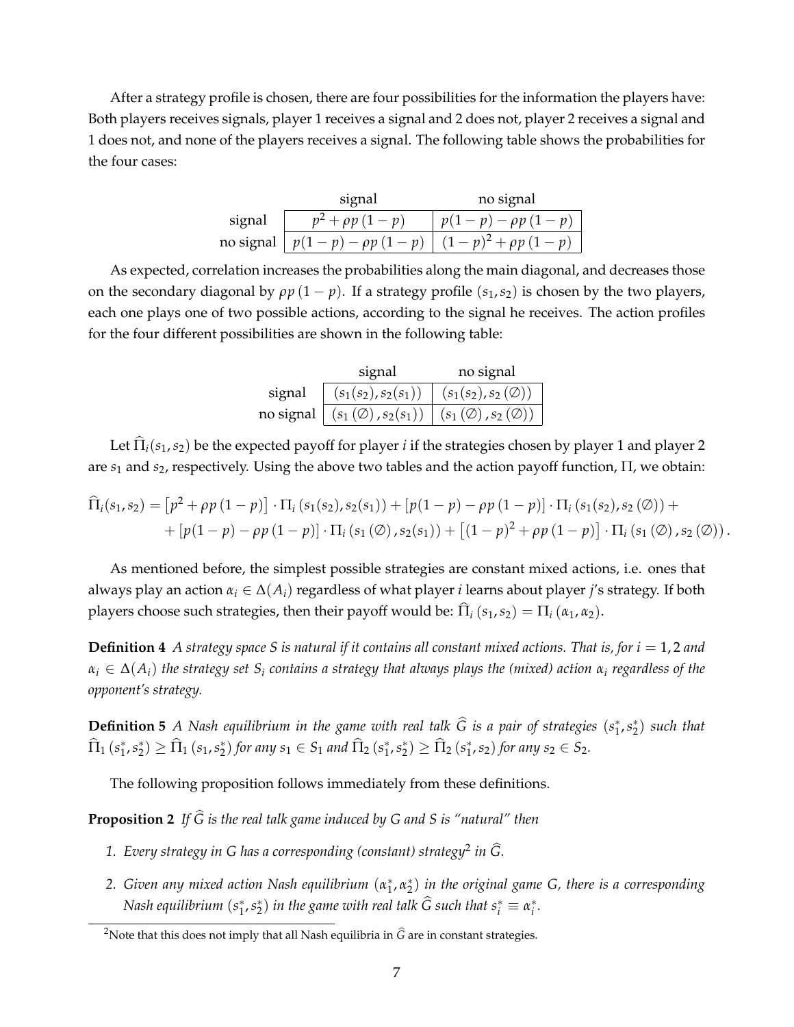After a strategy profile is chosen, there are four possibilities for the information the players have: Both players receives signals, player 1 receives a signal and 2 does not, player 2 receives a signal and 1 does not, and none of the players receives a signal. The following table shows the probabilities for the four cases:

| | signal | no signal |
|---|---|---|
| signal | $p^2 + \rho p (1-p)$ | $p(1-p) - \rho p (1-p)$ |
| no signal | $p(1-p) - \rho p (1-p)$ | $(1-p)^2 + \rho p (1-p)$ |

As expected, correlation increases the probabilities along the main diagonal, and decreases those on the secondary diagonal by $\rho p (1-p)$. If a strategy profile $(s_1, s_2)$ is chosen by the two players, each one plays one of two possible actions, according to the signal he receives. The action profiles for the four different possibilities are shown in the following table:

| | signal | no signal |
|---|---|---|
| signal | $(s_1(s_2), s_2(s_1))$ | $(s_1(s_2), s_2(\emptyset))$ |
| no signal | $(s_1(\emptyset), s_2(s_1))$ | $(s_1(\emptyset), s_2(\emptyset))$ |

Let $\widehat{\Pi}_i(s_1, s_2)$ be the expected payoff for player $i$ if the strategies chosen by player 1 and player 2 are $s_1$ and $s_2$, respectively. Using the above two tables and the action payoff function, $\Pi$, we obtain:

$$\widehat{\Pi}_i(s_1, s_2) = \left[p^2 + \rho p (1-p)\right] \cdot \Pi_i(s_1(s_2), s_2(s_1)) + \left[p(1-p) - \rho p (1-p)\right] \cdot \Pi_i(s_1(s_2), s_2(\emptyset)) + \\ + \left[p(1-p) - \rho p (1-p)\right] \cdot \Pi_i(s_1(\emptyset), s_2(s_1)) + \left[(1-p)^2 + \rho p (1-p)\right] \cdot \Pi_i(s_1(\emptyset), s_2(\emptyset)).$$

As mentioned before, the simplest possible strategies are constant mixed actions, i.e. ones that always play an action $\alpha_i \in \Delta(A_i)$ regardless of what player $i$ learns about player $j$'s strategy. If both players choose such strategies, then their payoff would be: $\widehat{\Pi}_i(s_1, s_2) = \Pi_i(\alpha_1, \alpha_2)$.

**Definition 4** *A strategy space $S$ is natural if it contains all constant mixed actions. That is, for $i = 1, 2$ and $\alpha_i \in \Delta(A_i)$ the strategy set $S_i$ contains a strategy that always plays the (mixed) action $\alpha_i$ regardless of the opponent's strategy.*

**Definition 5** *A Nash equilibrium in the game with real talk $\widehat{G}$ is a pair of strategies $(s_1^*, s_2^*)$ such that $\widehat{\Pi}_1(s_1^*, s_2^*) \geq \widehat{\Pi}_1(s_1, s_2^*)$ for any $s_1 \in S_1$ and $\widehat{\Pi}_2(s_1^*, s_2^*) \geq \widehat{\Pi}_2(s_1^*, s_2)$ for any $s_2 \in S_2$.*

The following proposition follows immediately from these definitions.

**Proposition 2** *If $\widehat{G}$ is the real talk game induced by $G$ and $S$ is "natural" then*

1. *Every strategy in $G$ has a corresponding (constant) strategy[2] in $\widehat{G}$.*
2. *Given any mixed action Nash equilibrium $(\alpha_1^*, \alpha_2^*)$ in the original game $G$, there is a corresponding Nash equilibrium $(s_1^*, s_2^*)$ in the game with real talk $\widehat{G}$ such that $s_i^* \equiv \alpha_i^*$.*

[2] Note that this does not imply that all Nash equilibria in $\widehat{G}$ are in constant strategies.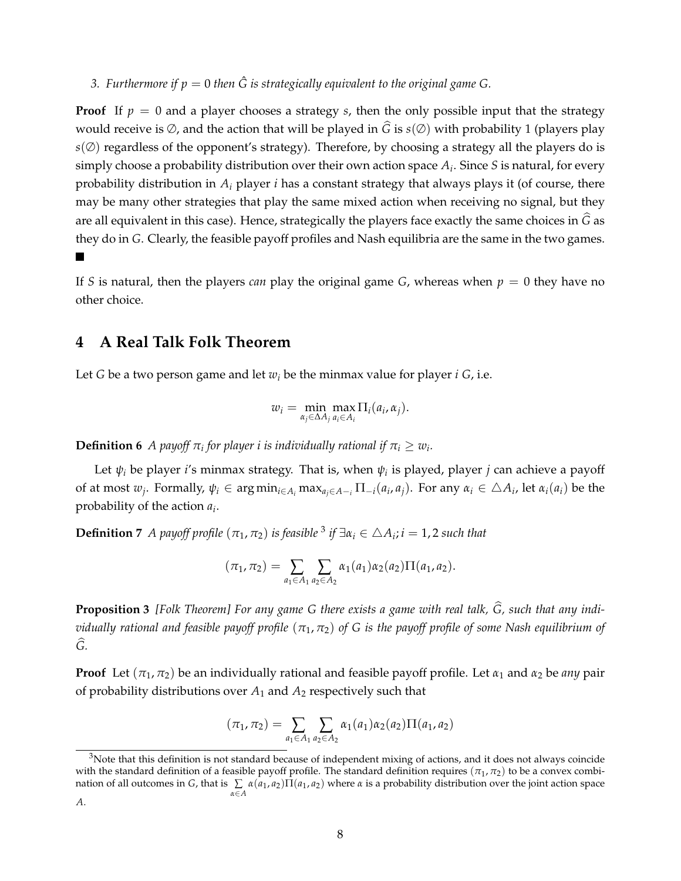*3. Furthermore if $p = 0$ then $\hat{G}$ is strategically equivalent to the original game $G$.*

**Proof** If $p = 0$ and a player chooses a strategy $s$, then the only possible input that the strategy would receive is $\emptyset$, and the action that will be played in $\widehat{G}$ is $s(\emptyset)$ with probability 1 (players play $s(\emptyset)$ regardless of the opponent's strategy). Therefore, by choosing a strategy all the players do is simply choose a probability distribution over their own action space $A_i$. Since $S$ is natural, for every probability distribution in $A_i$ player $i$ has a constant strategy that always plays it (of course, there may be many other strategies that play the same mixed action when receiving no signal, but they are all equivalent in this case). Hence, strategically the players face exactly the same choices in $\widehat{G}$ as they do in $G$. Clearly, the feasible payoff profiles and Nash equilibria are the same in the two games. ■

If $S$ is natural, then the players *can* play the original game $G$, whereas when $p = 0$ they have no other choice.

## 4 A Real Talk Folk Theorem

Let $G$ be a two person game and let $w_i$ be the minmax value for player $i$ $G$, i.e.

$$w_i = \min_{\alpha_j \in \Delta A_j} \max_{a_i \in A_i} \Pi_i(a_i, \alpha_j).$$

**Definition 6** *A payoff $\pi_i$ for player $i$ is individually rational if $\pi_i \geq w_i$.*

Let $\psi_i$ be player $i$'s minmax strategy. That is, when $\psi_i$ is played, player $j$ can achieve a payoff of at most $w_j$. Formally, $\psi_i \in \arg\min_{i \in A_i} \max_{a_j \in A_{-i}} \Pi_{-i}(a_i, a_j)$. For any $\alpha_i \in \triangle A_i$, let $\alpha_i(a_i)$ be the probability of the action $a_i$.

**Definition 7** *A payoff profile $(\pi_1, \pi_2)$ is feasible [3] if $\exists \alpha_i \in \triangle A_i; i = 1, 2$ such that*

$$(\pi_1, \pi_2) = \sum_{a_1 \in A_1} \sum_{a_2 \in A_2} \alpha_1(a_1)\alpha_2(a_2)\Pi(a_1, a_2).$$

**Proposition 3** *[Folk Theorem] For any game $G$ there exists a game with real talk, $\widehat{G}$, such that any individually rational and feasible payoff profile $(\pi_1, \pi_2)$ of $G$ is the payoff profile of some Nash equilibrium of $\widehat{G}$.*

**Proof** Let $(\pi_1, \pi_2)$ be an individually rational and feasible payoff profile. Let $\alpha_1$ and $\alpha_2$ be *any* pair of probability distributions over $A_1$ and $A_2$ respectively such that

$$(\pi_1, \pi_2) = \sum_{a_1 \in A_1} \sum_{a_2 \in A_2} \alpha_1(a_1)\alpha_2(a_2)\Pi(a_1, a_2)$$

[3] Note that this definition is not standard because of independent mixing of actions, and it does not always coincide with the standard definition of a feasible payoff profile. The standard definition requires $(\pi_1, \pi_2)$ to be a convex combination of all outcomes in $G$, that is $\sum_{\alpha \in A} \alpha(a_1, a_2)\Pi(a_1, a_2)$ where $\alpha$ is a probability distribution over the joint action space $A$.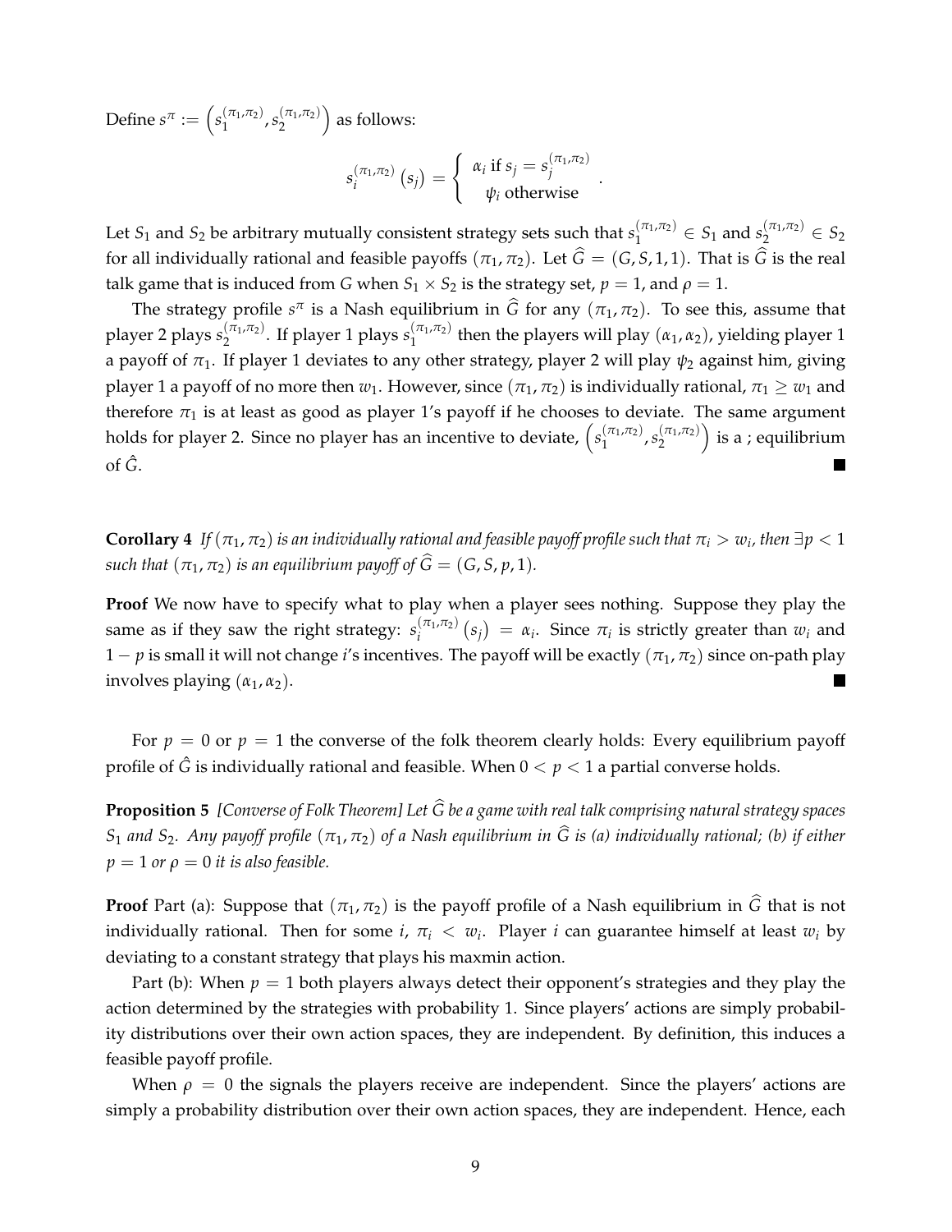Define $s^{\pi} := \left(s_1^{(\pi_1,\pi_2)}, s_2^{(\pi_1,\pi_2)}\right)$ as follows:

$$s_i^{(\pi_1,\pi_2)}(s_j) = \begin{cases} \alpha_i \text{ if } s_j = s_j^{(\pi_1,\pi_2)} \\ \psi_i \text{ otherwise} \end{cases}.$$

Let $S_1$ and $S_2$ be arbitrary mutually consistent strategy sets such that $s_1^{(\pi_1,\pi_2)} \in S_1$ and $s_2^{(\pi_1,\pi_2)} \in S_2$ for all individually rational and feasible payoffs $(\pi_1, \pi_2)$. Let $\widehat{G} = (G, S, 1, 1)$. That is $\widehat{G}$ is the real talk game that is induced from $G$ when $S_1 \times S_2$ is the strategy set, $p = 1$, and $\rho = 1$.

The strategy profile $s^{\pi}$ is a Nash equilibrium in $\widehat{G}$ for any $(\pi_1, \pi_2)$. To see this, assume that player 2 plays $s_2^{(\pi_1,\pi_2)}$. If player 1 plays $s_1^{(\pi_1,\pi_2)}$ then the players will play $(\alpha_1, \alpha_2)$, yielding player 1 a payoff of $\pi_1$. If player 1 deviates to any other strategy, player 2 will play $\psi_2$ against him, giving player 1 a payoff of no more then $w_1$. However, since $(\pi_1, \pi_2)$ is individually rational, $\pi_1 \geq w_1$ and therefore $\pi_1$ is at least as good as player 1's payoff if he chooses to deviate. The same argument holds for player 2. Since no player has an incentive to deviate, $\left(s_1^{(\pi_1,\pi_2)}, s_2^{(\pi_1,\pi_2)}\right)$ is a ; equilibrium of $\hat{G}$. ■

**Corollary 4** *If $(\pi_1, \pi_2)$ is an individually rational and feasible payoff profile such that $\pi_i > w_i$, then $\exists p < 1$ such that $(\pi_1, \pi_2)$ is an equilibrium payoff of $\widehat{G} = (G, S, p, 1)$.*

**Proof** We now have to specify what to play when a player sees nothing. Suppose they play the same as if they saw the right strategy: $s_i^{(\pi_1,\pi_2)}(s_j) = \alpha_i$. Since $\pi_i$ is strictly greater than $w_i$ and $1 - p$ is small it will not change $i$'s incentives. The payoff will be exactly $(\pi_1, \pi_2)$ since on-path play involves playing $(\alpha_1, \alpha_2)$. ■

For $p = 0$ or $p = 1$ the converse of the folk theorem clearly holds: Every equilibrium payoff profile of $\hat{G}$ is individually rational and feasible. When $0 < p < 1$ a partial converse holds.

**Proposition 5** *[Converse of Folk Theorem] Let $\widehat{G}$ be a game with real talk comprising natural strategy spaces $S_1$ and $S_2$. Any payoff profile $(\pi_1, \pi_2)$ of a Nash equilibrium in $\widehat{G}$ is (a) individually rational; (b) if either $p = 1$ or $\rho = 0$ it is also feasible.*

**Proof** Part (a): Suppose that $(\pi_1, \pi_2)$ is the payoff profile of a Nash equilibrium in $\widehat{G}$ that is not individually rational. Then for some $i$, $\pi_i < w_i$. Player $i$ can guarantee himself at least $w_i$ by deviating to a constant strategy that plays his maxmin action.

Part (b): When $p = 1$ both players always detect their opponent's strategies and they play the action determined by the strategies with probability 1. Since players' actions are simply probability distributions over their own action spaces, they are independent. By definition, this induces a feasible payoff profile.

When $\rho = 0$ the signals the players receive are independent. Since the players' actions are simply a probability distribution over their own action spaces, they are independent. Hence, each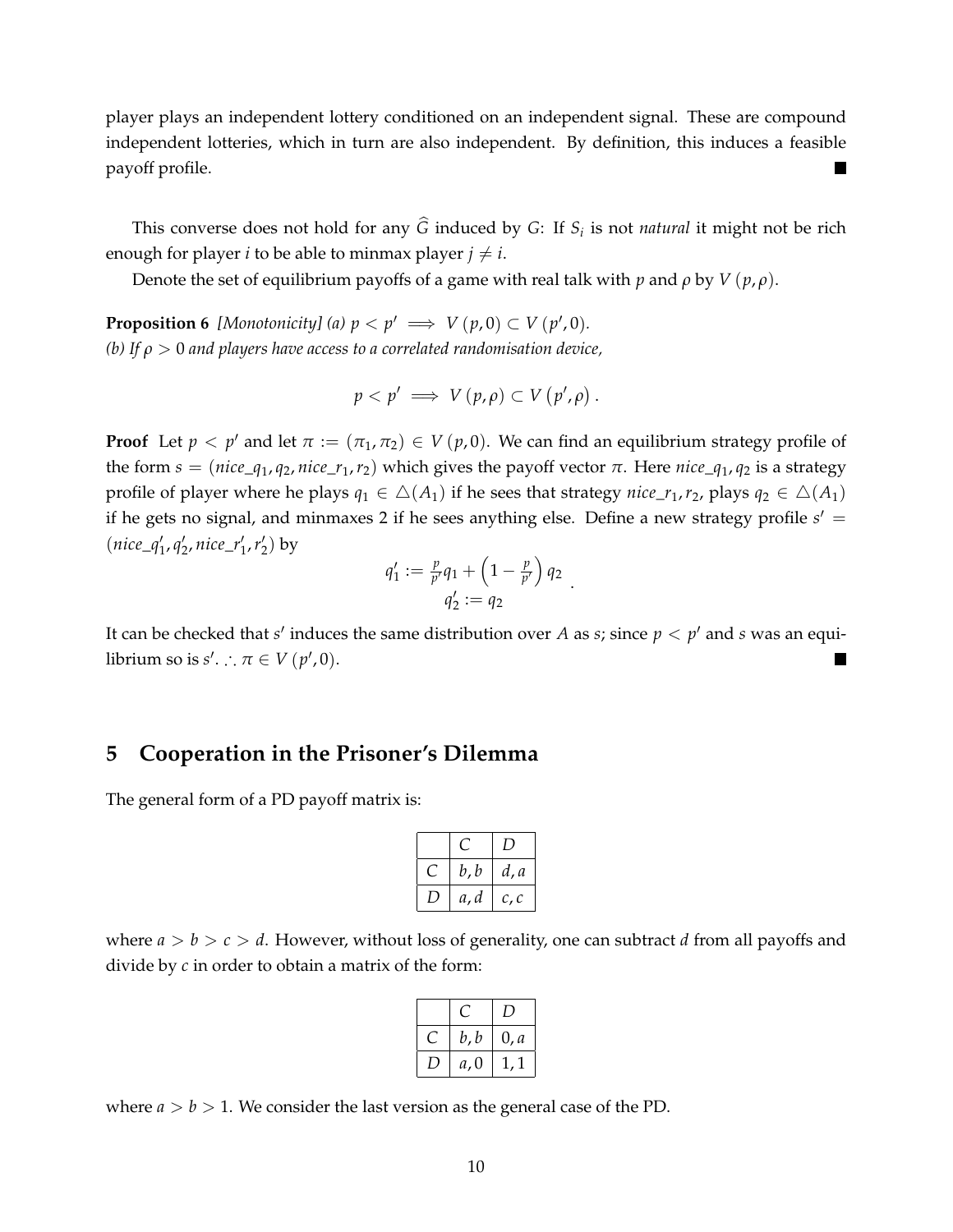player plays an independent lottery conditioned on an independent signal. These are compound independent lotteries, which in turn are also independent. By definition, this induces a feasible payoff profile. ■

This converse does not hold for any $\widehat{G}$ induced by $G$: If $S_i$ is not *natural* it might not be rich enough for player $i$ to be able to minmax player $j \neq i$.

Denote the set of equilibrium payoffs of a game with real talk with $p$ and $\rho$ by $V(p, \rho)$.

**Proposition 6** *[Monotonicity] (a) $p < p' \implies V(p, 0) \subset V(p', 0)$.*
*(b) If $\rho > 0$ and players have access to a correlated randomisation device,*

$$p < p' \implies V(p, \rho) \subset V(p', \rho).$$

**Proof** Let $p < p'$ and let $\pi := (\pi_1, \pi_2) \in V(p, 0)$. We can find an equilibrium strategy profile of the form $s = (nice\_q_1, q_2, nice\_r_1, r_2)$ which gives the payoff vector $\pi$. Here $nice\_q_1, q_2$ is a strategy profile of player where he plays $q_1 \in \triangle(A_1)$ if he sees that strategy $nice\_r_1, r_2$, plays $q_2 \in \triangle(A_1)$ if he gets no signal, and minmaxes 2 if he sees anything else. Define a new strategy profile $s' = (nice\_q_1', q_2', nice\_r_1', r_2')$ by

$$\begin{array}{c} q_1' := \frac{p}{p'} q_1 + \left(1 - \frac{p}{p'}\right) q_2 \\ q_2' := q_2 \end{array}.$$

It can be checked that $s'$ induces the same distribution over $A$ as $s$; since $p < p'$ and $s$ was an equilibrium so is $s'$. $\therefore \pi \in V(p', 0)$. ■

## 5 Cooperation in the Prisoner's Dilemma

The general form of a PD payoff matrix is:

| | $C$ | $D$ |
|---|---|---|
| $C$ | $b, b$ | $d, a$ |
| $D$ | $a, d$ | $c, c$ |

where $a > b > c > d$. However, without loss of generality, one can subtract $d$ from all payoffs and divide by $c$ in order to obtain a matrix of the form:

| | $C$ | $D$ |
|---|---|---|
| $C$ | $b, b$ | $0, a$ |
| $D$ | $a, 0$ | $1, 1$ |

where $a > b > 1$. We consider the last version as the general case of the PD.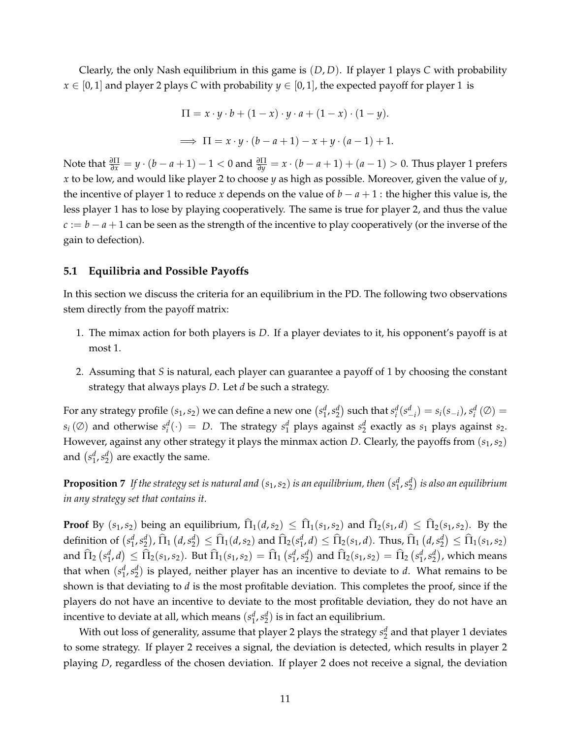Clearly, the only Nash equilibrium in this game is $(D, D)$. If player 1 plays $C$ with probability $x \in [0,1]$ and player 2 plays $C$ with probability $y \in [0,1]$, the expected payoff for player 1 is

$$\Pi = x \cdot y \cdot b + (1-x) \cdot y \cdot a + (1-x) \cdot (1-y).$$

$$\implies \Pi = x \cdot y \cdot (b - a + 1) - x + y \cdot (a-1) + 1.$$

Note that $\frac{\partial \Pi}{\partial x} = y \cdot (b - a + 1) - 1 < 0$ and $\frac{\partial \Pi}{\partial y} = x \cdot (b - a + 1) + (a - 1) > 0$. Thus player 1 prefers $x$ to be low, and would like player 2 to choose $y$ as high as possible. Moreover, given the value of $y$, the incentive of player 1 to reduce $x$ depends on the value of $b - a + 1$ : the higher this value is, the less player 1 has to lose by playing cooperatively. The same is true for player 2, and thus the value $c := b - a + 1$ can be seen as the strength of the incentive to play cooperatively (or the inverse of the gain to defection).

### 5.1 Equilibria and Possible Payoffs

In this section we discuss the criteria for an equilibrium in the PD. The following two observations stem directly from the payoff matrix:

1. The mimax action for both players is $D$. If a player deviates to it, his opponent's payoff is at most 1.
2. Assuming that $S$ is natural, each player can guarantee a payoff of 1 by choosing the constant strategy that always plays $D$. Let $d$ be such a strategy.

For any strategy profile $(s_1, s_2)$ we can define a new one $\left(s_1^d, s_2^d\right)$ such that $s_i^d(s_{-i}^d) = s_i(s_{-i})$, $s_i^d(\emptyset) = s_i(\emptyset)$ and otherwise $s_i^d(\cdot) = D$. The strategy $s_1^d$ plays against $s_2^d$ exactly as $s_1$ plays against $s_2$. However, against any other strategy it plays the minmax action $D$. Clearly, the payoffs from $(s_1, s_2)$ and $\left(s_1^d, s_2^d\right)$ are exactly the same.

**Proposition 7** *If the strategy set is natural and $(s_1, s_2)$ is an equilibrium, then $\left(s_1^d, s_2^d\right)$ is also an equilibrium in any strategy set that contains it.*

**Proof** By $(s_1, s_2)$ being an equilibrium, $\widehat{\Pi}_1(d, s_2) \leq \widehat{\Pi}_1(s_1, s_2)$ and $\widehat{\Pi}_2(s_1, d) \leq \widehat{\Pi}_2(s_1, s_2)$. By the definition of $\left(s_1^d, s_2^d\right)$, $\widehat{\Pi}_1\left(d, s_2^d\right) \leq \widehat{\Pi}_1(d, s_2)$ and $\widehat{\Pi}_2(s_1^d, d) \leq \widehat{\Pi}_2(s_1, d)$. Thus, $\widehat{\Pi}_1\left(d, s_2^d\right) \leq \widehat{\Pi}_1(s_1, s_2)$ and $\widehat{\Pi}_2\left(s_1^d, d\right) \leq \widehat{\Pi}_2(s_1, s_2)$. But $\widehat{\Pi}_1(s_1, s_2) = \widehat{\Pi}_1\left(s_1^d, s_2^d\right)$ and $\widehat{\Pi}_2(s_1, s_2) = \widehat{\Pi}_2\left(s_1^d, s_2^d\right)$, which means that when $\left(s_1^d, s_2^d\right)$ is played, neither player has an incentive to deviate to $d$. What remains to be shown is that deviating to $d$ is the most profitable deviation. This completes the proof, since if the players do not have an incentive to deviate to the most profitable deviation, they do not have an incentive to deviate at all, which means $\left(s_1^d, s_2^d\right)$ is in fact an equilibrium.

With out loss of generality, assume that player 2 plays the strategy $s_2^d$ and that player 1 deviates to some strategy. If player 2 receives a signal, the deviation is detected, which results in player 2 playing $D$, regardless of the chosen deviation. If player 2 does not receive a signal, the deviation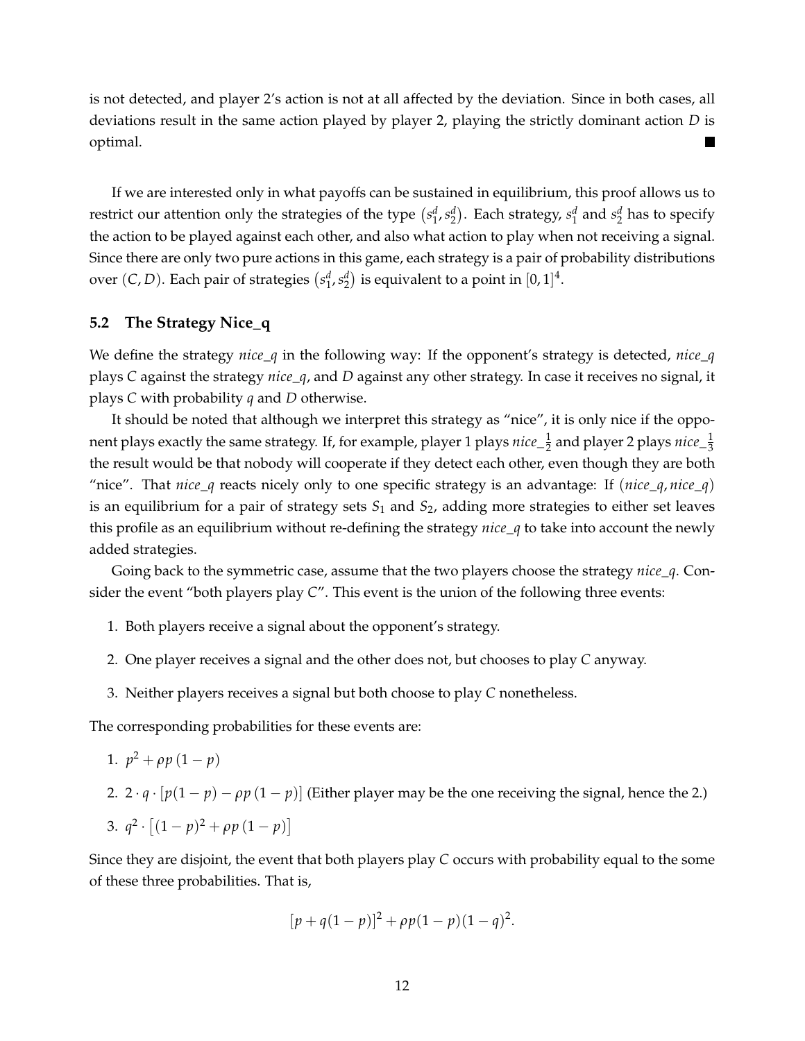is not detected, and player 2's action is not at all affected by the deviation. Since in both cases, all deviations result in the same action played by player 2, playing the strictly dominant action $D$ is optimal. ■

If we are interested only in what payoffs can be sustained in equilibrium, this proof allows us to restrict our attention only the strategies of the type $\left(s_1^d, s_2^d\right)$. Each strategy, $s_1^d$ and $s_2^d$ has to specify the action to be played against each other, and also what action to play when not receiving a signal. Since there are only two pure actions in this game, each strategy is a pair of probability distributions over $(C, D)$. Each pair of strategies $\left(s_1^d, s_2^d\right)$ is equivalent to a point in $[0,1]^4$.

## 5.2 The Strategy Nice_q

We define the strategy *nice_q* in the following way: If the opponent's strategy is detected, *nice_q* plays $C$ against the strategy *nice_q*, and $D$ against any other strategy. In case it receives no signal, it plays $C$ with probability $q$ and $D$ otherwise.

It should be noted that although we interpret this strategy as "nice", it is only nice if the opponent plays exactly the same strategy. If, for example, player 1 plays *nice_*$\frac{1}{2}$ and player 2 plays *nice_*$\frac{1}{3}$ the result would be that nobody will cooperate if they detect each other, even though they are both "nice". That *nice_q* reacts nicely only to one specific strategy is an advantage: If (*nice_q*, *nice_q*) is an equilibrium for a pair of strategy sets $S_1$ and $S_2$, adding more strategies to either set leaves this profile as an equilibrium without re-defining the strategy *nice_q* to take into account the newly added strategies.

Going back to the symmetric case, assume that the two players choose the strategy *nice_q*. Consider the event "both players play $C$". This event is the union of the following three events:

1. Both players receive a signal about the opponent's strategy.
2. One player receives a signal and the other does not, but chooses to play $C$ anyway.
3. Neither players receives a signal but both choose to play $C$ nonetheless.

The corresponding probabilities for these events are:

1. $p^2 + \rho p\,(1-p)$
2. $2 \cdot q \cdot \left[p(1-p) - \rho p\,(1-p)\right]$ (Either player may be the one receiving the signal, hence the 2.)
3. $q^2 \cdot \left[(1-p)^2 + \rho p\,(1-p)\right]$

Since they are disjoint, the event that both players play $C$ occurs with probability equal to the some of these three probabilities. That is,

$$[p + q(1-p)]^2 + \rho p(1-p)(1-q)^2.$$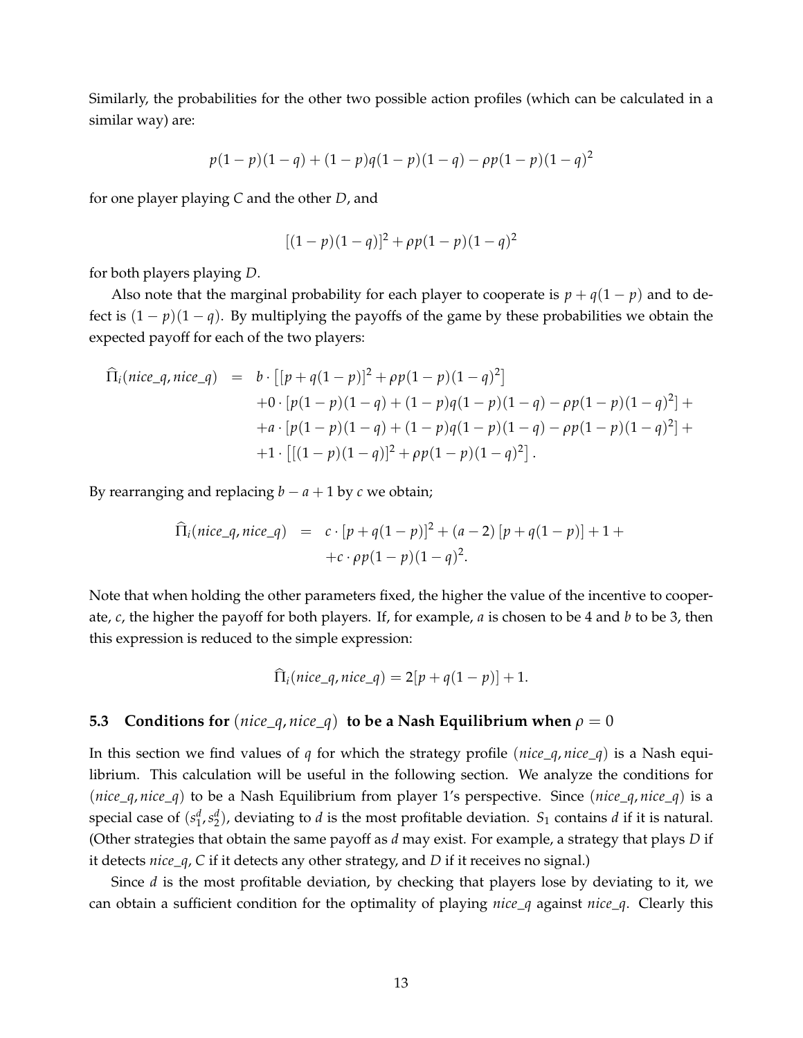Similarly, the probabilities for the other two possible action profiles (which can be calculated in a similar way) are:

$$p(1-p)(1-q) + (1-p)q(1-p)(1-q) - \rho p(1-p)(1-q)^2$$

for one player playing $C$ and the other $D$, and

$$[(1-p)(1-q)]^2 + \rho p(1-p)(1-q)^2$$

for both players playing $D$.

Also note that the marginal probability for each player to cooperate is $p + q(1-p)$ and to defect is $(1-p)(1-q)$. By multiplying the payoffs of the game by these probabilities we obtain the expected payoff for each of the two players:

$$\begin{aligned}
\widehat{\Pi}_i(nice\_q, nice\_q) &= b \cdot \left[ [p + q(1-p)]^2 + \rho p(1-p)(1-q)^2 \right] \\
&\quad + 0 \cdot \left[ p(1-p)(1-q) + (1-p)q(1-p)(1-q) - \rho p(1-p)(1-q)^2 \right] + \\
&\quad + a \cdot \left[ p(1-p)(1-q) + (1-p)q(1-p)(1-q) - \rho p(1-p)(1-q)^2 \right] + \\
&\quad + 1 \cdot \left[ [(1-p)(1-q)]^2 + \rho p(1-p)(1-q)^2 \right].
\end{aligned}$$

By rearranging and replacing $b - a + 1$ by $c$ we obtain;

$$\begin{aligned}
\widehat{\Pi}_i(nice\_q, nice\_q) &= c \cdot [p + q(1-p)]^2 + (a-2)\,[p + q(1-p)] + 1 + \\
&\quad + c \cdot \rho p(1-p)(1-q)^2.
\end{aligned}$$

Note that when holding the other parameters fixed, the higher the value of the incentive to cooperate, $c$, the higher the payoff for both players. If, for example, $a$ is chosen to be 4 and $b$ to be 3, then this expression is reduced to the simple expression:

$$\widehat{\Pi}_i(nice\_q, nice\_q) = 2[p + q(1-p)] + 1.$$

### 5.3 Conditions for $(nice\_q, nice\_q)$ to be a Nash Equilibrium when $\rho = 0$

In this section we find values of $q$ for which the strategy profile $(nice\_q, nice\_q)$ is a Nash equilibrium. This calculation will be useful in the following section. We analyze the conditions for $(nice\_q, nice\_q)$ to be a Nash Equilibrium from player 1's perspective. Since $(nice\_q, nice\_q)$ is a special case of $(s_1^d, s_2^d)$, deviating to $d$ is the most profitable deviation. $S_1$ contains $d$ if it is natural. (Other strategies that obtain the same payoff as $d$ may exist. For example, a strategy that plays $D$ if it detects $nice\_q$, $C$ if it detects any other strategy, and $D$ if it receives no signal.)

Since $d$ is the most profitable deviation, by checking that players lose by deviating to it, we can obtain a sufficient condition for the optimality of playing $nice\_q$ against $nice\_q$. Clearly this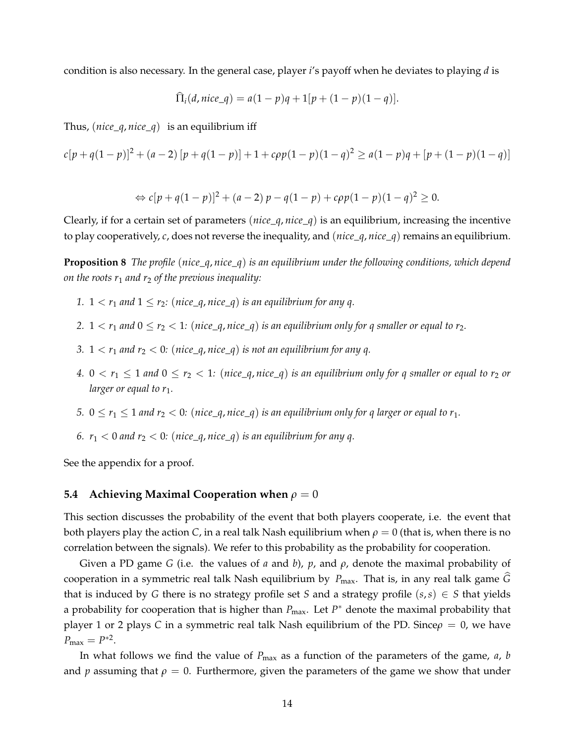condition is also necessary. In the general case, player $i$'s payoff when he deviates to playing $d$ is

$$\widehat{\Pi}_i(d, nice\_q) = a(1-p)q + 1[p + (1-p)(1-q)].$$

Thus, $(nice\_q, nice\_q)$ is an equilibrium iff

$$c[p + q(1-p)]^2 + (a-2)[p + q(1-p)] + 1 + c\rho p(1-p)(1-q)^2 \geq a(1-p)q + [p + (1-p)(1-q)]$$

$$\Leftrightarrow c[p + q(1-p)]^2 + (a-2)\, p - q(1-p) + c\rho p(1-p)(1-q)^2 \geq 0.$$

Clearly, if for a certain set of parameters $(nice\_q, nice\_q)$ is an equilibrium, increasing the incentive to play cooperatively, $c$, does not reverse the inequality, and $(nice\_q, nice\_q)$ remains an equilibrium.

**Proposition 8** *The profile $(nice\_q, nice\_q)$ is an equilibrium under the following conditions, which depend on the roots $r_1$ and $r_2$ of the previous inequality:*

1. *$1 < r_1$ and $1 \leq r_2$: $(nice\_q, nice\_q)$ is an equilibrium for any $q$.*
2. *$1 < r_1$ and $0 \leq r_2 < 1$: $(nice\_q, nice\_q)$ is an equilibrium only for $q$ smaller or equal to $r_2$.*
3. *$1 < r_1$ and $r_2 < 0$: $(nice\_q, nice\_q)$ is not an equilibrium for any $q$.*
4. *$0 < r_1 \leq 1$ and $0 \leq r_2 < 1$: $(nice\_q, nice\_q)$ is an equilibrium only for $q$ smaller or equal to $r_2$ or larger or equal to $r_1$.*
5. *$0 \leq r_1 \leq 1$ and $r_2 < 0$: $(nice\_q, nice\_q)$ is an equilibrium only for $q$ larger or equal to $r_1$.*
6. *$r_1 < 0$ and $r_2 < 0$: $(nice\_q, nice\_q)$ is an equilibrium for any $q$.*

See the appendix for a proof.

### 5.4 Achieving Maximal Cooperation when $\rho = 0$

This section discusses the probability of the event that both players cooperate, i.e. the event that both players play the action $C$, in a real talk Nash equilibrium when $\rho = 0$ (that is, when there is no correlation between the signals). We refer to this probability as the probability for cooperation.

Given a PD game $G$ (i.e. the values of $a$ and $b$), $p$, and $\rho$, denote the maximal probability of cooperation in a symmetric real talk Nash equilibrium by $P_{\max}$. That is, in any real talk game $\widehat{G}$ that is induced by $G$ there is no strategy profile set $S$ and a strategy profile $(s, s) \in S$ that yields a probability for cooperation that is higher than $P_{\max}$. Let $P^*$ denote the maximal probability that player 1 or 2 plays $C$ in a symmetric real talk Nash equilibrium of the PD. Since$\rho = 0$, we have $P_{\max} = P^{*2}$.

In what follows we find the value of $P_{\max}$ as a function of the parameters of the game, $a$, $b$ and $p$ assuming that $\rho = 0$. Furthermore, given the parameters of the game we show that under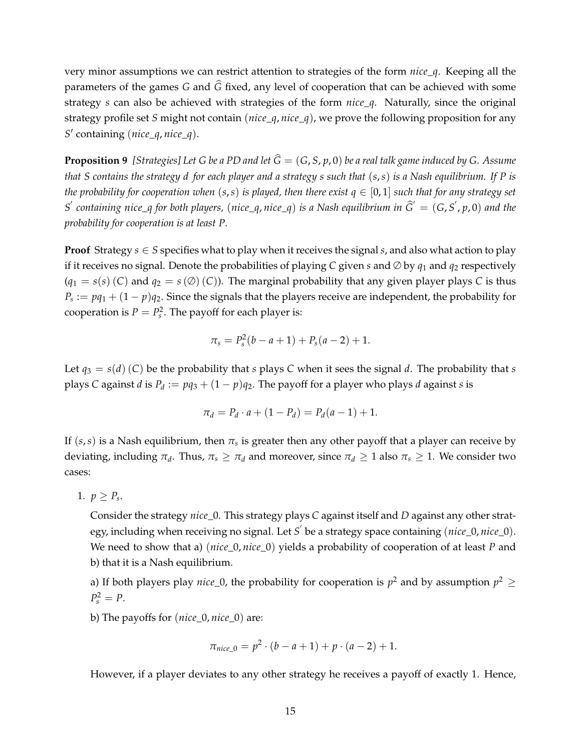very minor assumptions we can restrict attention to strategies of the form *nice_q*. Keeping all the parameters of the games $G$ and $\widehat{G}$ fixed, any level of cooperation that can be achieved with some strategy $s$ can also be achieved with strategies of the form *nice_q*. Naturally, since the original strategy profile set $S$ might not contain $(nice\_q, nice\_q)$, we prove the following proposition for any $S'$ containing $(nice\_q, nice\_q)$.

**Proposition 9** *[Strategies] Let $G$ be a PD and let $\widehat{G} = (G, S, p, 0)$ be a real talk game induced by $G$. Assume that $S$ contains the strategy $d$ for each player and a strategy $s$ such that $(s, s)$ is a Nash equilibrium. If $P$ is the probability for cooperation when $(s, s)$ is played, then there exist $q \in [0, 1]$ such that for any strategy set $S'$ containing nice_q for both players, $(nice\_q, nice\_q)$ is a Nash equilibrium in $\widehat{G}' = (G, S', p, 0)$ and the probability for cooperation is at least $P$.*

**Proof** Strategy $s \in S$ specifies what to play when it receives the signal $s$, and also what action to play if it receives no signal. Denote the probabilities of playing $C$ given $s$ and $\emptyset$ by $q_1$ and $q_2$ respectively ($q_1 = s(s)(C)$ and $q_2 = s(\emptyset)(C)$). The marginal probability that any given player plays $C$ is thus $P_s := pq_1 + (1 - p)q_2$. Since the signals that the players receive are independent, the probability for cooperation is $P = P_s^2$. The payoff for each player is:

$$\pi_s = P_s^2(b - a + 1) + P_s(a - 2) + 1.$$

Let $q_3 = s(d)(C)$ be the probability that $s$ plays $C$ when it sees the signal $d$. The probability that $s$ plays $C$ against $d$ is $P_d := pq_3 + (1 - p)q_2$. The payoff for a player who plays $d$ against $s$ is

$$\pi_d = P_d \cdot a + (1 - P_d) = P_d(a - 1) + 1.$$

If $(s, s)$ is a Nash equilibrium, then $\pi_s$ is greater then any other payoff that a player can receive by deviating, including $\pi_d$. Thus, $\pi_s \geq \pi_d$ and moreover, since $\pi_d \geq 1$ also $\pi_s \geq 1$. We consider two cases:

1. $p \geq P_s$.

   Consider the strategy *nice_0*. This strategy plays $C$ against itself and $D$ against any other strategy, including when receiving no signal. Let $S'$ be a strategy space containing $(nice\_0, nice\_0)$. We need to show that a) $(nice\_0, nice\_0)$ yields a probability of cooperation of at least $P$ and b) that it is a Nash equilibrium.

   a) If both players play *nice_0*, the probability for cooperation is $p^2$ and by assumption $p^2 \geq P_s^2 = P$.

   b) The payoffs for $(nice\_0, nice\_0)$ are:

   $$\pi_{nice\_0} = p^2 \cdot (b - a + 1) + p \cdot (a - 2) + 1.$$

   However, if a player deviates to any other strategy he receives a payoff of exactly 1. Hence,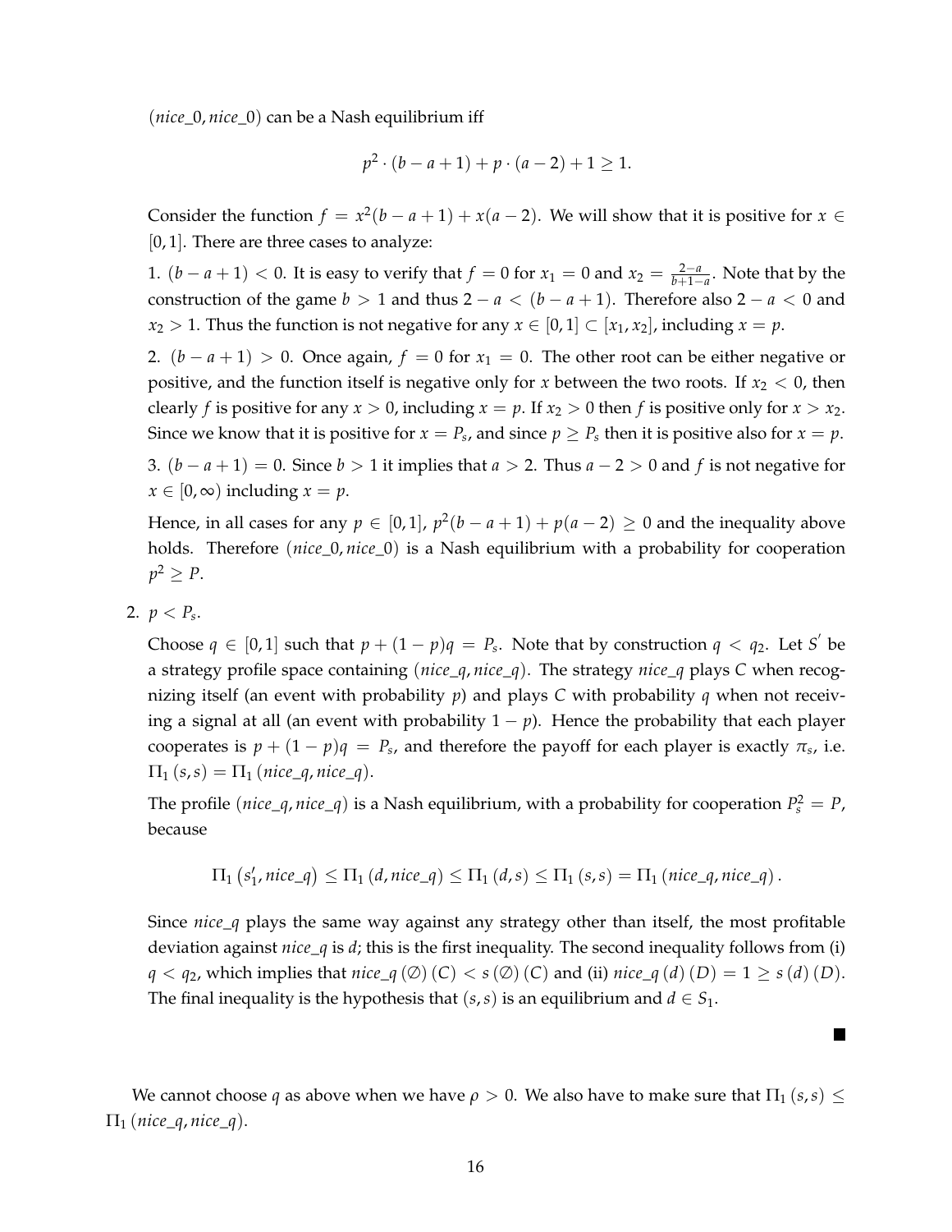$(nice\_0, nice\_0)$ can be a Nash equilibrium iff

$$p^2 \cdot (b - a + 1) + p \cdot (a - 2) + 1 \geq 1.$$

Consider the function $f = x^2(b - a + 1) + x(a - 2)$. We will show that it is positive for $x \in [0, 1]$. There are three cases to analyze:

1. $(b - a + 1) < 0$. It is easy to verify that $f = 0$ for $x_1 = 0$ and $x_2 = \frac{2-a}{b+1-a}$. Note that by the construction of the game $b > 1$ and thus $2 - a < (b - a + 1)$. Therefore also $2 - a < 0$ and $x_2 > 1$. Thus the function is not negative for any $x \in [0, 1] \subset [x_1, x_2]$, including $x = p$.

2. $(b - a + 1) > 0$. Once again, $f = 0$ for $x_1 = 0$. The other root can be either negative or positive, and the function itself is negative only for $x$ between the two roots. If $x_2 < 0$, then clearly $f$ is positive for any $x > 0$, including $x = p$. If $x_2 > 0$ then $f$ is positive only for $x > x_2$. Since we know that it is positive for $x = P_s$, and since $p \geq P_s$ then it is positive also for $x = p$.

3. $(b - a + 1) = 0$. Since $b > 1$ it implies that $a > 2$. Thus $a - 2 > 0$ and $f$ is not negative for $x \in [0, \infty)$ including $x = p$.

Hence, in all cases for any $p \in [0, 1]$, $p^2(b - a + 1) + p(a - 2) \geq 0$ and the inequality above holds. Therefore $(nice\_0, nice\_0)$ is a Nash equilibrium with a probability for cooperation $p^2 \geq P$.

2. $p < P_s$.

Choose $q \in [0, 1]$ such that $p + (1 - p)q = P_s$. Note that by construction $q < q_2$. Let $S'$ be a strategy profile space containing $(nice\_q, nice\_q)$. The strategy $nice\_q$ plays $C$ when recognizing itself (an event with probability $p$) and plays $C$ with probability $q$ when not receiving a signal at all (an event with probability $1 - p$). Hence the probability that each player cooperates is $p + (1 - p)q = P_s$, and therefore the payoff for each player is exactly $\pi_s$, i.e. $\Pi_1(s, s) = \Pi_1(nice\_q, nice\_q)$.

The profile $(nice\_q, nice\_q)$ is a Nash equilibrium, with a probability for cooperation $P_s^2 = P$, because

$$\Pi_1(s_1', nice\_q) \leq \Pi_1(d, nice\_q) \leq \Pi_1(d, s) \leq \Pi_1(s, s) = \Pi_1(nice\_q, nice\_q).$$

Since $nice\_q$ plays the same way against any strategy other than itself, the most profitable deviation against $nice\_q$ is $d$; this is the first inequality. The second inequality follows from (i) $q < q_2$, which implies that $nice\_q(\emptyset)(C) < s(\emptyset)(C)$ and (ii) $nice\_q(d)(D) = 1 \geq s(d)(D)$. The final inequality is the hypothesis that $(s, s)$ is an equilibrium and $d \in S_1$.

■

We cannot choose $q$ as above when we have $\rho > 0$. We also have to make sure that $\Pi_1(s, s) \leq \Pi_1(nice\_q, nice\_q)$.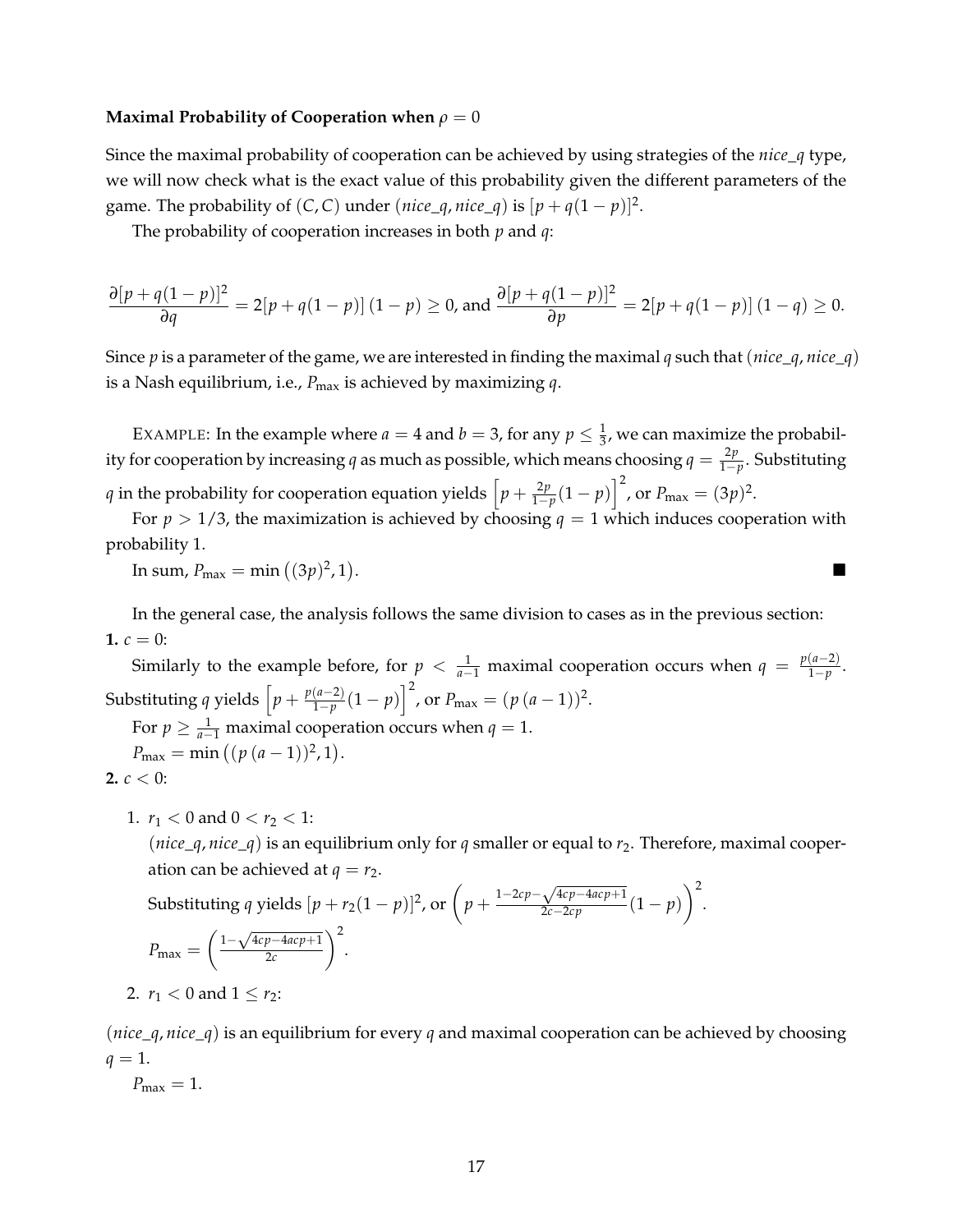**Maximal Probability of Cooperation when $\rho = 0$**

Since the maximal probability of cooperation can be achieved by using strategies of the *nice_q* type, we will now check what is the exact value of this probability given the different parameters of the game. The probability of $(C, C)$ under $(nice\_q, nice\_q)$ is $[p + q(1-p)]^2$.

The probability of cooperation increases in both $p$ and $q$:

$$\frac{\partial [p + q(1-p)]^2}{\partial q} = 2[p + q(1-p)]\,(1-p) \geq 0, \text{ and } \frac{\partial [p + q(1-p)]^2}{\partial p} = 2[p + q(1-p)]\,(1-q) \geq 0.$$

Since $p$ is a parameter of the game, we are interested in finding the maximal $q$ such that $(nice\_q, nice\_q)$ is a Nash equilibrium, i.e., $P_{\max}$ is achieved by maximizing $q$.

EXAMPLE: In the example where $a = 4$ and $b = 3$, for any $p \leq \frac{1}{3}$, we can maximize the probability for cooperation by increasing $q$ as much as possible, which means choosing $q = \frac{2p}{1-p}$. Substituting $q$ in the probability for cooperation equation yields $\left[p + \frac{2p}{1-p}(1-p)\right]^2$, or $P_{\max} = (3p)^2$.

For $p > 1/3$, the maximization is achieved by choosing $q = 1$ which induces cooperation with probability 1.

In sum, $P_{\max} = \min\left((3p)^2, 1\right)$. ■

In the general case, the analysis follows the same division to cases as in the previous section:

**1.** $c = 0$:

Similarly to the example before, for $p < \frac{1}{a-1}$ maximal cooperation occurs when $q = \frac{p(a-2)}{1-p}$. Substituting $q$ yields $\left[p + \frac{p(a-2)}{1-p}(1-p)\right]^2$, or $P_{\max} = (p\,(a-1))^2$.

For $p \geq \frac{1}{a-1}$ maximal cooperation occurs when $q = 1$.

$P_{\max} = \min\left((p\,(a-1))^2, 1\right)$.

**2.** $c < 0$:

1. $r_1 < 0$ and $0 < r_2 < 1$:

   $(nice\_q, nice\_q)$ is an equilibrium only for $q$ smaller or equal to $r_2$. Therefore, maximal cooperation can be achieved at $q = r_2$.

   Substituting $q$ yields $[p + r_2(1-p)]^2$, or $\left(p + \frac{1-2cp-\sqrt{4cp-4acp+1}}{2c-2cp}(1-p)\right)^2$.

   $P_{\max} = \left(\frac{1-\sqrt{4cp-4acp+1}}{2c}\right)^2$.

2. $r_1 < 0$ and $1 \leq r_2$:

$(nice\_q, nice\_q)$ is an equilibrium for every $q$ and maximal cooperation can be achieved by choosing $q = 1$.

$P_{\max} = 1$.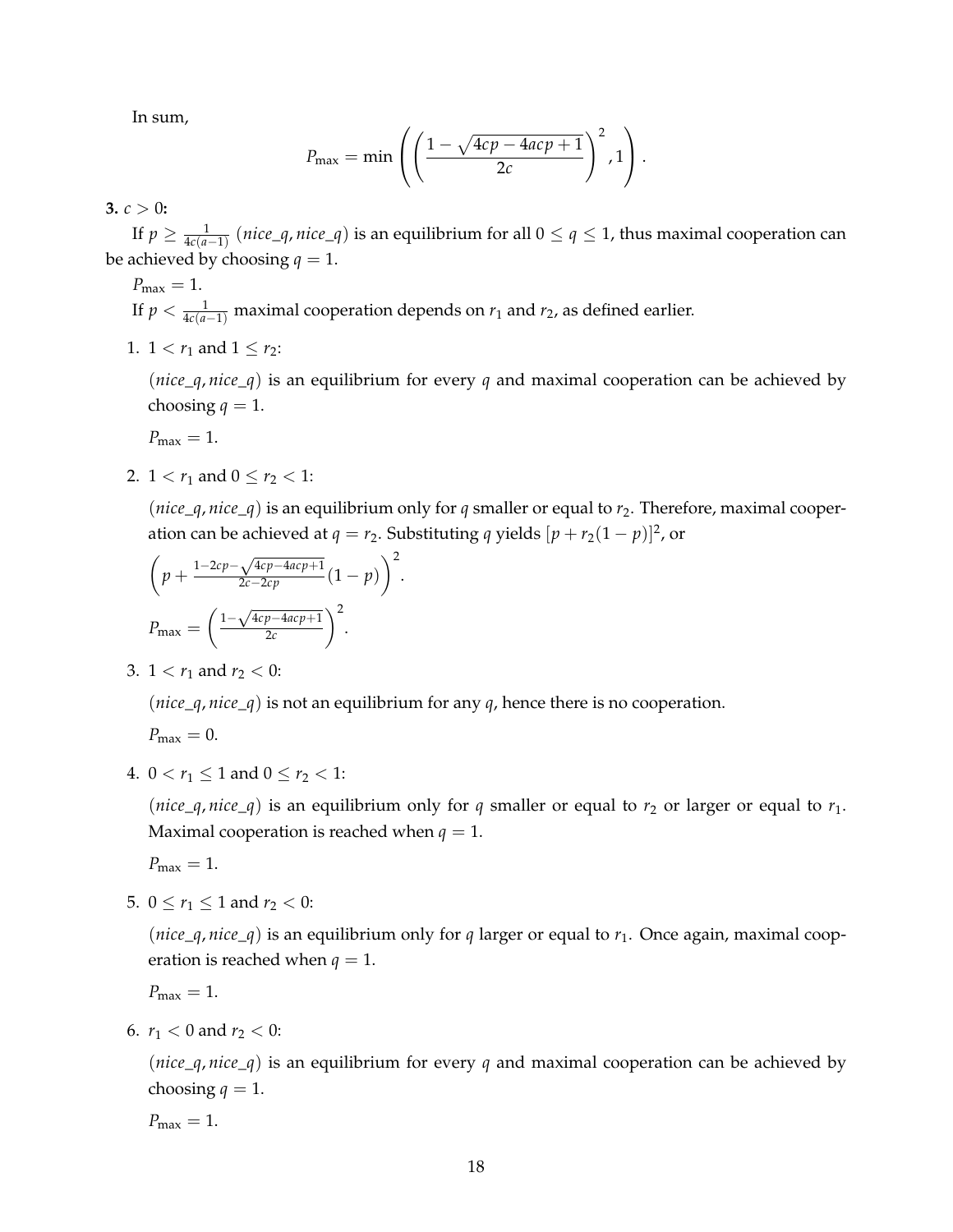In sum,

$$P_{\max} = \min\left(\left(\frac{1-\sqrt{4cp-4acp+1}}{2c}\right)^2, 1\right).$$

**3.** $c > 0$**:**

If $p \geq \frac{1}{4c(a-1)}$ $(nice\_q, nice\_q)$ is an equilibrium for all $0 \leq q \leq 1$, thus maximal cooperation can be achieved by choosing $q = 1$.

$P_{\max} = 1$.

If $p < \frac{1}{4c(a-1)}$ maximal cooperation depends on $r_1$ and $r_2$, as defined earlier.

1. $1 < r_1$ and $1 \leq r_2$:

   $(nice\_q, nice\_q)$ is an equilibrium for every $q$ and maximal cooperation can be achieved by choosing $q = 1$.

   $P_{\max} = 1$.

2. $1 < r_1$ and $0 \leq r_2 < 1$:

   $(nice\_q, nice\_q)$ is an equilibrium only for $q$ smaller or equal to $r_2$. Therefore, maximal cooperation can be achieved at $q = r_2$. Substituting $q$ yields $[p + r_2(1-p)]^2$, or

   $\left(p + \frac{1-2cp-\sqrt{4cp-4acp+1}}{2c-2cp}(1-p)\right)^2$.

   $P_{\max} = \left(\frac{1-\sqrt{4cp-4acp+1}}{2c}\right)^2$.

3. $1 < r_1$ and $r_2 < 0$:

   $(nice\_q, nice\_q)$ is not an equilibrium for any $q$, hence there is no cooperation.

   $P_{\max} = 0$.

4. $0 < r_1 \leq 1$ and $0 \leq r_2 < 1$:

   $(nice\_q, nice\_q)$ is an equilibrium only for $q$ smaller or equal to $r_2$ or larger or equal to $r_1$. Maximal cooperation is reached when $q = 1$.

   $P_{\max} = 1$.

5. $0 \leq r_1 \leq 1$ and $r_2 < 0$:

   $(nice\_q, nice\_q)$ is an equilibrium only for $q$ larger or equal to $r_1$. Once again, maximal cooperation is reached when $q = 1$.

   $P_{\max} = 1$.

6. $r_1 < 0$ and $r_2 < 0$:

   $(nice\_q, nice\_q)$ is an equilibrium for every $q$ and maximal cooperation can be achieved by choosing $q = 1$.

   $P_{\max} = 1$.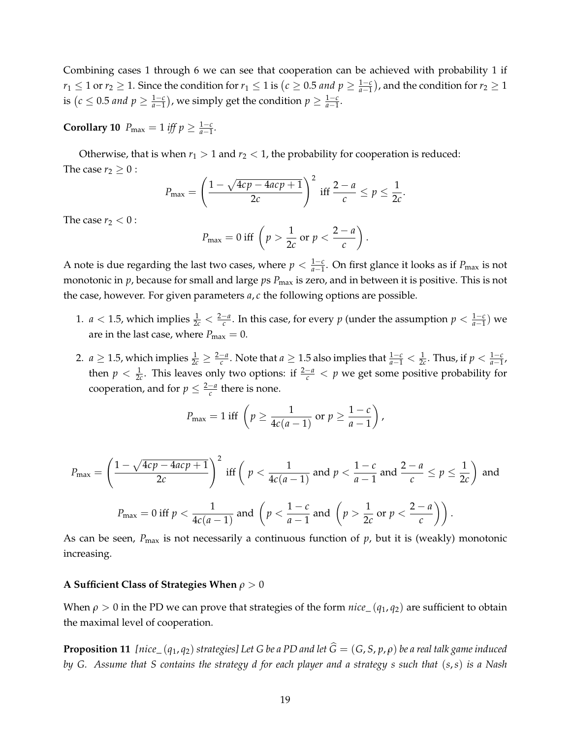Combining cases 1 through 6 we can see that cooperation can be achieved with probability 1 if $r_1 \leq 1$ or $r_2 \geq 1$. Since the condition for $r_1 \leq 1$ is $\left(c \geq 0.5 \text{ and } p \geq \frac{1-c}{a-1}\right)$, and the condition for $r_2 \geq 1$ is $\left(c \leq 0.5 \text{ and } p \geq \frac{1-c}{a-1}\right)$, we simply get the condition $p \geq \frac{1-c}{a-1}$.

**Corollary 10** *$P_{\max} = 1$ iff $p \geq \frac{1-c}{a-1}$.*

Otherwise, that is when $r_1 > 1$ and $r_2 < 1$, the probability for cooperation is reduced:
The case $r_2 \geq 0$ :

$$P_{\max} = \left(\frac{1 - \sqrt{4cp - 4acp + 1}}{2c}\right)^2 \text{ iff } \frac{2-a}{c} \leq p \leq \frac{1}{2c}.$$

The case $r_2 < 0$ :

$$P_{\max} = 0 \text{ iff } \left(p > \frac{1}{2c} \text{ or } p < \frac{2-a}{c}\right).$$

A note is due regarding the last two cases, where $p < \frac{1-c}{a-1}$. On first glance it looks as if $P_{\max}$ is not monotonic in $p$, because for small and large $p$s $P_{\max}$ is zero, and in between it is positive. This is not the case, however. For given parameters $a, c$ the following options are possible.

1. $a < 1.5$, which implies $\frac{1}{2c} < \frac{2-a}{c}$. In this case, for every $p$ (under the assumption $p < \frac{1-c}{a-1}$) we are in the last case, where $P_{\max} = 0$.
2. $a \geq 1.5$, which implies $\frac{1}{2c} \geq \frac{2-a}{c}$. Note that $a \geq 1.5$ also implies that $\frac{1-c}{a-1} < \frac{1}{2c}$. Thus, if $p < \frac{1-c}{a-1}$, then $p < \frac{1}{2c}$. This leaves only two options: if $\frac{2-a}{c} < p$ we get some positive probability for cooperation, and for $p \leq \frac{2-a}{c}$ there is none.

$$P_{\max} = 1 \text{ iff } \left(p \geq \frac{1}{4c(a-1)} \text{ or } p \geq \frac{1-c}{a-1}\right),$$

$$P_{\max} = \left(\frac{1 - \sqrt{4cp - 4acp + 1}}{2c}\right)^2 \text{ iff} \left(\, p < \frac{1}{4c(a-1)} \text{ and } p < \frac{1-c}{a-1} \text{ and } \frac{2-a}{c} \leq p \leq \frac{1}{2c}\right) \text{ and}$$

$$P_{\max} = 0 \text{ iff } p < \frac{1}{4c(a-1)} \text{ and } \left(p < \frac{1-c}{a-1} \text{ and } \left(p > \frac{1}{2c} \text{ or } p < \frac{2-a}{c}\right)\right).$$

As can be seen, $P_{\max}$ is not necessarily a continuous function of $p$, but it is (weakly) monotonic increasing.

### A Sufficient Class of Strategies When $\rho > 0$

When $\rho > 0$ in the PD we can prove that strategies of the form *nice_*$(q_1, q_2)$ are sufficient to obtain the maximal level of cooperation.

**Proposition 11** *[nice_$(q_1, q_2)$ strategies] Let $G$ be a PD and let $\widehat{G} = (G, S, p, \rho)$ be a real talk game induced by $G$. Assume that $S$ contains the strategy $d$ for each player and a strategy $s$ such that $(s, s)$ is a Nash*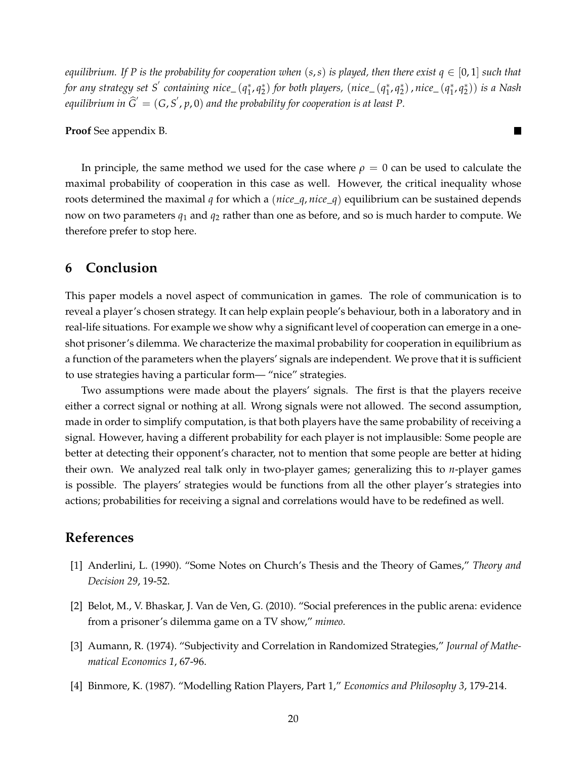*equilibrium. If P is the probability for cooperation when $(s, s)$ is played, then there exist $q \in [0, 1]$ such that for any strategy set $S'$ containing $nice\_(q_1^*, q_2^*)$ for both players, $(nice\_(q_1^*, q_2^*), nice\_(q_1^*, q_2^*))$ is a Nash equilibrium in $\widehat{G}' = (G, S', p, 0)$ and the probability for cooperation is at least P.*

**Proof** See appendix B. ■

In principle, the same method we used for the case where $\rho = 0$ can be used to calculate the maximal probability of cooperation in this case as well. However, the critical inequality whose roots determined the maximal $q$ for which a $(nice\_q, nice\_q)$ equilibrium can be sustained depends now on two parameters $q_1$ and $q_2$ rather than one as before, and so is much harder to compute. We therefore prefer to stop here.

## 6 Conclusion

This paper models a novel aspect of communication in games. The role of communication is to reveal a player's chosen strategy. It can help explain people's behaviour, both in a laboratory and in real-life situations. For example we show why a significant level of cooperation can emerge in a one-shot prisoner's dilemma. We characterize the maximal probability for cooperation in equilibrium as a function of the parameters when the players' signals are independent. We prove that it is sufficient to use strategies having a particular form— "nice" strategies.

Two assumptions were made about the players' signals. The first is that the players receive either a correct signal or nothing at all. Wrong signals were not allowed. The second assumption, made in order to simplify computation, is that both players have the same probability of receiving a signal. However, having a different probability for each player is not implausible: Some people are better at detecting their opponent's character, not to mention that some people are better at hiding their own. We analyzed real talk only in two-player games; generalizing this to $n$-player games is possible. The players' strategies would be functions from all the other player's strategies into actions; probabilities for receiving a signal and correlations would have to be redefined as well.

## References

[1] Anderlini, L. (1990). "Some Notes on Church's Thesis and the Theory of Games," *Theory and Decision 29*, 19-52.

[2] Belot, M., V. Bhaskar, J. Van de Ven, G. (2010). "Social preferences in the public arena: evidence from a prisoner's dilemma game on a TV show," *mimeo.*

[3] Aumann, R. (1974). "Subjectivity and Correlation in Randomized Strategies," *Journal of Mathematical Economics 1*, 67-96.

[4] Binmore, K. (1987). "Modelling Ration Players, Part 1," *Economics and Philosophy 3*, 179-214.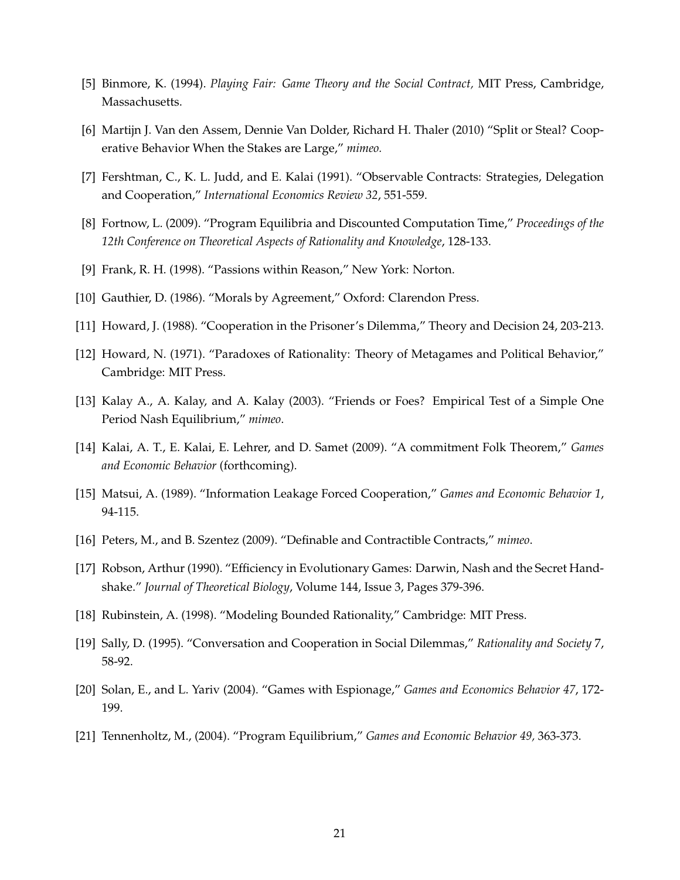[5] Binmore, K. (1994). *Playing Fair: Game Theory and the Social Contract,* MIT Press, Cambridge, Massachusetts.

[6] Martijn J. Van den Assem, Dennie Van Dolder, Richard H. Thaler (2010) "Split or Steal? Cooperative Behavior When the Stakes are Large," *mimeo.*

[7] Fershtman, C., K. L. Judd, and E. Kalai (1991). "Observable Contracts: Strategies, Delegation and Cooperation," *International Economics Review 32*, 551-559.

[8] Fortnow, L. (2009). "Program Equilibria and Discounted Computation Time," *Proceedings of the 12th Conference on Theoretical Aspects of Rationality and Knowledge*, 128-133.

[9] Frank, R. H. (1998). "Passions within Reason," New York: Norton.

[10] Gauthier, D. (1986). "Morals by Agreement," Oxford: Clarendon Press.

[11] Howard, J. (1988). "Cooperation in the Prisoner's Dilemma," Theory and Decision 24, 203-213.

[12] Howard, N. (1971). "Paradoxes of Rationality: Theory of Metagames and Political Behavior," Cambridge: MIT Press.

[13] Kalay A., A. Kalay, and A. Kalay (2003). "Friends or Foes? Empirical Test of a Simple One Period Nash Equilibrium," *mimeo*.

[14] Kalai, A. T., E. Kalai, E. Lehrer, and D. Samet (2009). "A commitment Folk Theorem," *Games and Economic Behavior* (forthcoming).

[15] Matsui, A. (1989). "Information Leakage Forced Cooperation," *Games and Economic Behavior 1*, 94-115.

[16] Peters, M., and B. Szentez (2009). "Definable and Contractible Contracts," *mimeo.*

[17] Robson, Arthur (1990). "Efficiency in Evolutionary Games: Darwin, Nash and the Secret Handshake." *Journal of Theoretical Biology*, Volume 144, Issue 3, Pages 379-396.

[18] Rubinstein, A. (1998). "Modeling Bounded Rationality," Cambridge: MIT Press.

[19] Sally, D. (1995). "Conversation and Cooperation in Social Dilemmas," *Rationality and Society* 7, 58-92.

[20] Solan, E., and L. Yariv (2004). "Games with Espionage," *Games and Economics Behavior 47*, 172-199.

[21] Tennenholtz, M., (2004). "Program Equilibrium," *Games and Economic Behavior 49*, 363-373.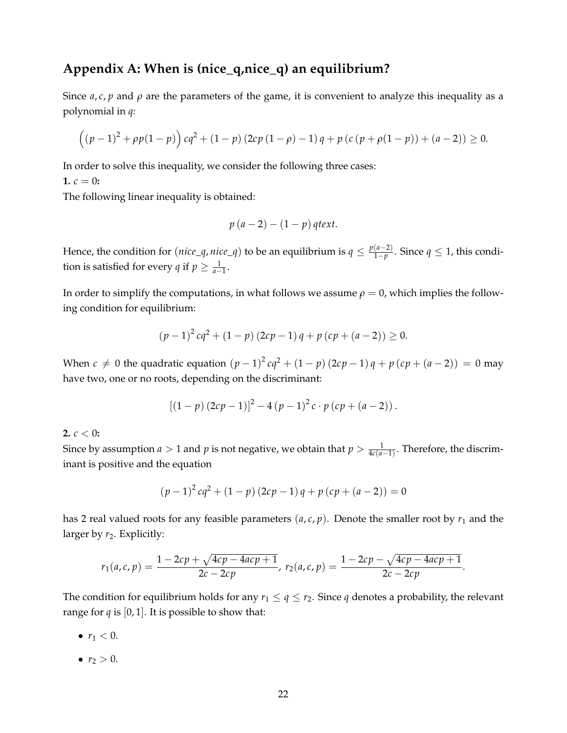## Appendix A: When is (nice_q,nice_q) an equilibrium?

Since $a, c, p$ and $\rho$ are the parameters of the game, it is convenient to analyze this inequality as a polynomial in $q$:

$$\left((p-1)^2 + \rho p(1-p)\right) cq^2 + (1-p)\left(2cp\left(1-\rho\right)-1\right) q + p\left(c\left(p+\rho(1-p)\right)+(a-2)\right) \geq 0.$$

In order to solve this inequality, we consider the following three cases:

**1.** $c = 0$**:**

The following linear inequality is obtained:

$$p\left(a-2\right) - \left(1-p\right) q text.$$

Hence, the condition for $(nice\_q, nice\_q)$ to be an equilibrium is $q \leq \frac{p(a-2)}{1-p}$. Since $q \leq 1$, this condition is satisfied for every $q$ if $p \geq \frac{1}{a-1}$.

In order to simplify the computations, in what follows we assume $\rho = 0$, which implies the following condition for equilibrium:

$$(p-1)^2 cq^2 + (1-p)(2cp-1) q + p\left(cp + (a-2)\right) \geq 0.$$

When $c \neq 0$ the quadratic equation $(p-1)^2 cq^2 + (1-p)(2cp-1) q + p\left(cp + (a-2)\right) = 0$ may have two, one or no roots, depending on the discriminant:

$$\left[(1-p)(2cp-1)\right]^2 - 4(p-1)^2 c \cdot p\left(cp + (a-2)\right).$$

**2.** $c < 0$**:**

Since by assumption $a > 1$ and $p$ is not negative, we obtain that $p > \frac{1}{4c(a-1)}$. Therefore, the discriminant is positive and the equation

$$(p-1)^2 cq^2 + (1-p)(2cp-1) q + p\left(cp + (a-2)\right) = 0$$

has 2 real valued roots for any feasible parameters $(a, c, p)$. Denote the smaller root by $r_1$ and the larger by $r_2$. Explicitly:

$$r_1(a,c,p) = \frac{1-2cp+\sqrt{4cp-4acp+1}}{2c-2cp},\ r_2(a,c,p) = \frac{1-2cp-\sqrt{4cp-4acp+1}}{2c-2cp}.$$

The condition for equilibrium holds for any $r_1 \leq q \leq r_2$. Since $q$ denotes a probability, the relevant range for $q$ is $[0,1]$. It is possible to show that:

- $r_1 < 0$.
- $r_2 > 0$.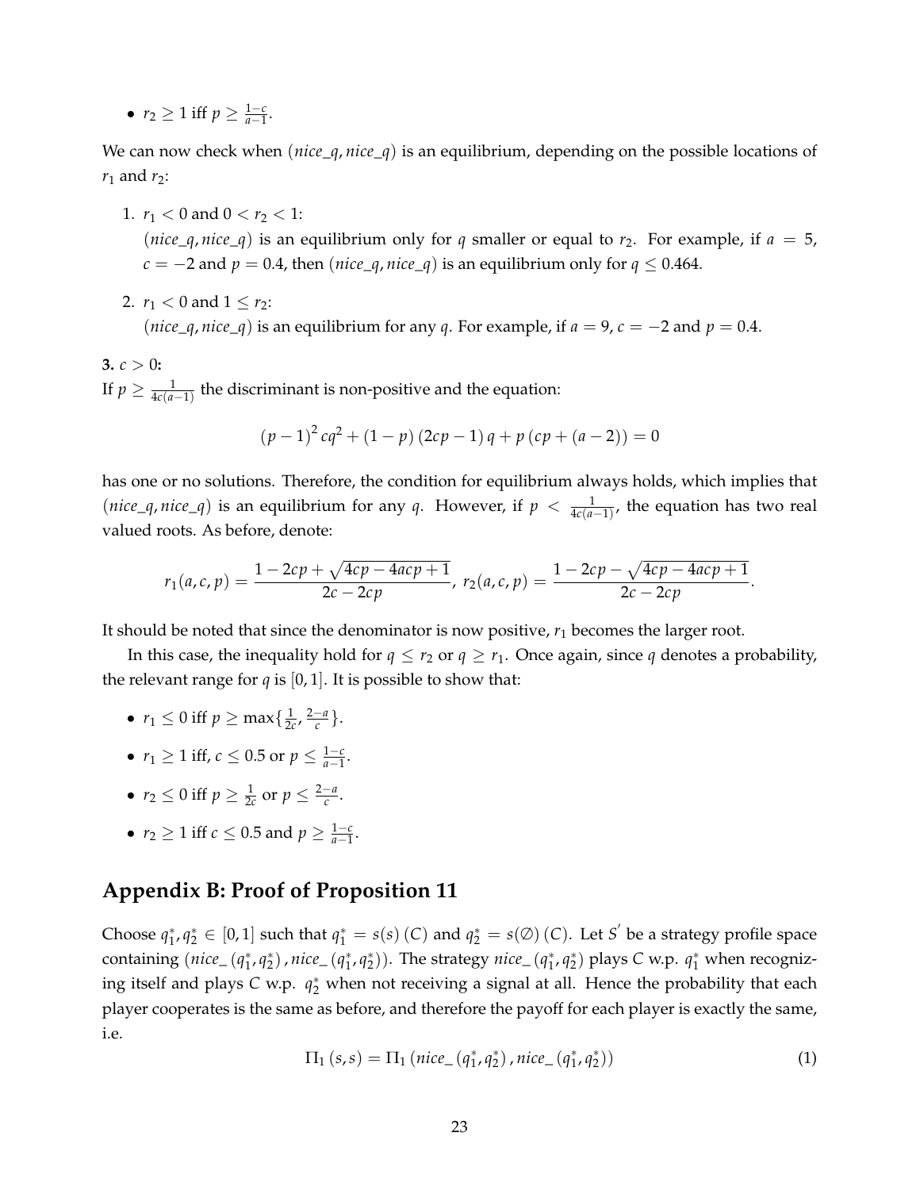- $r_2 \geq 1$ iff $p \geq \frac{1-c}{a-1}$.

We can now check when $(nice\_q, nice\_q)$ is an equilibrium, depending on the possible locations of $r_1$ and $r_2$:

1. $r_1 < 0$ and $0 < r_2 < 1$:
   $(nice\_q, nice\_q)$ is an equilibrium only for $q$ smaller or equal to $r_2$. For example, if $a = 5$, $c = -2$ and $p = 0.4$, then $(nice\_q, nice\_q)$ is an equilibrium only for $q \leq 0.464$.

2. $r_1 < 0$ and $1 \leq r_2$:
   $(nice\_q, nice\_q)$ is an equilibrium for any $q$. For example, if $a = 9$, $c = -2$ and $p = 0.4$.

**3.** $c > 0$**:**
If $p \geq \frac{1}{4c(a-1)}$ the discriminant is non-positive and the equation:

$$(p-1)^2 cq^2 + (1-p)(2cp-1)q + p(cp + (a-2)) = 0$$

has one or no solutions. Therefore, the condition for equilibrium always holds, which implies that $(nice\_q, nice\_q)$ is an equilibrium for any $q$. However, if $p < \frac{1}{4c(a-1)}$, the equation has two real valued roots. As before, denote:

$$r_1(a,c,p) = \frac{1 - 2cp + \sqrt{4cp - 4acp + 1}}{2c - 2cp},\ r_2(a,c,p) = \frac{1 - 2cp - \sqrt{4cp - 4acp + 1}}{2c - 2cp}.$$

It should be noted that since the denominator is now positive, $r_1$ becomes the larger root.

In this case, the inequality hold for $q \leq r_2$ or $q \geq r_1$. Once again, since $q$ denotes a probability, the relevant range for $q$ is $[0,1]$. It is possible to show that:

- $r_1 \leq 0$ iff $p \geq \max\{\frac{1}{2c}, \frac{2-a}{c}\}$.
- $r_1 \geq 1$ iff, $c \leq 0.5$ or $p \leq \frac{1-c}{a-1}$.
- $r_2 \leq 0$ iff $p \geq \frac{1}{2c}$ or $p \leq \frac{2-a}{c}$.
- $r_2 \geq 1$ iff $c \leq 0.5$ and $p \geq \frac{1-c}{a-1}$.

## Appendix B: Proof of Proposition 11

Choose $q_1^*, q_2^* \in [0,1]$ such that $q_1^* = s(s)(C)$ and $q_2^* = s(\emptyset)(C)$. Let $S'$ be a strategy profile space containing $(nice\_(q_1^*, q_2^*), nice\_(q_1^*, q_2^*))$. The strategy $nice\_(q_1^*, q_2^*)$ plays $C$ w.p. $q_1^*$ when recognizing itself and plays $C$ w.p. $q_2^*$ when not receiving a signal at all. Hence the probability that each player cooperates is the same as before, and therefore the payoff for each player is exactly the same, i.e.

$$\Pi_1(s,s) = \Pi_1(nice\_(q_1^*, q_2^*), nice\_(q_1^*, q_2^*)) \tag{1}$$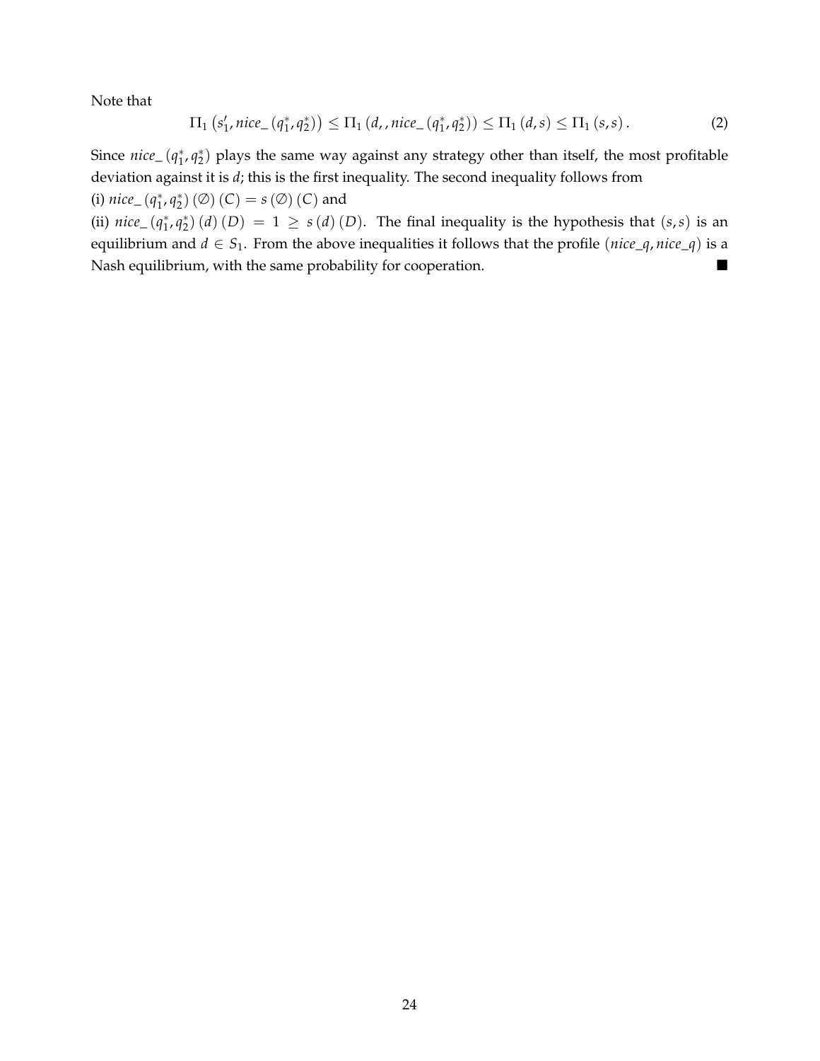Note that

$$\Pi_1 \left(s_1', nice\_(q_1^*, q_2^*)\right) \leq \Pi_1 \left(d, , nice\_(q_1^*, q_2^*)\right) \leq \Pi_1 \left(d, s\right) \leq \Pi_1 \left(s, s\right). \tag{2}$$

Since $nice\_(q_1^*, q_2^*)$ plays the same way against any strategy other than itself, the most profitable deviation against it is $d$; this is the first inequality. The second inequality follows from

(i) $nice\_(q_1^*, q_2^*)(\emptyset)(C) = s(\emptyset)(C)$ and

(ii) $nice\_(q_1^*, q_2^*)(d)(D) = 1 \geq s(d)(D)$. The final inequality is the hypothesis that $(s, s)$ is an equilibrium and $d \in S_1$. From the above inequalities it follows that the profile $(nice\_q, nice\_q)$ is a Nash equilibrium, with the same probability for cooperation. ■